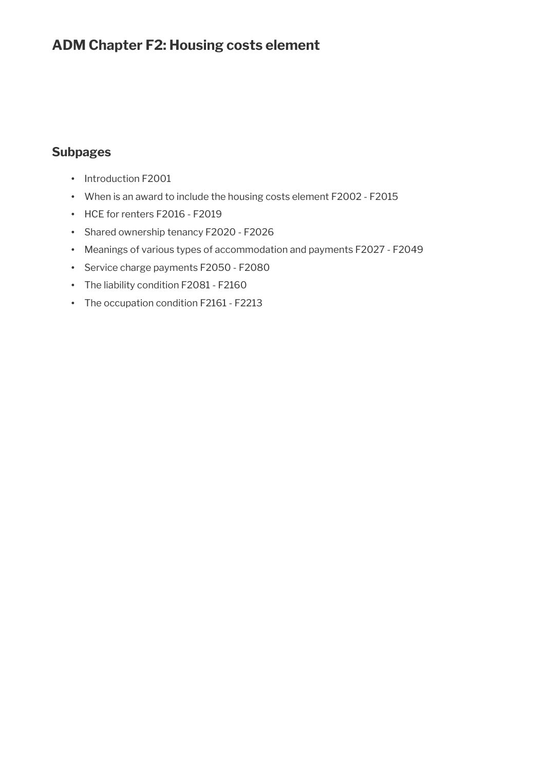# ADM Chapter F2: Housing costs element

## Subpages

- Introduction F2001
- When is an award to include the housing costs element F2002 - F2015
- HCE for renters F2016 - F2019
- Shared ownership tenancy F2020 - F2026
- Meanings of various types of accommodation and payments F2027 - F2049
- Service charge payments F2050 - F2080
- The liability condition F2081 - F2160
- The occupation condition F2161 - F2213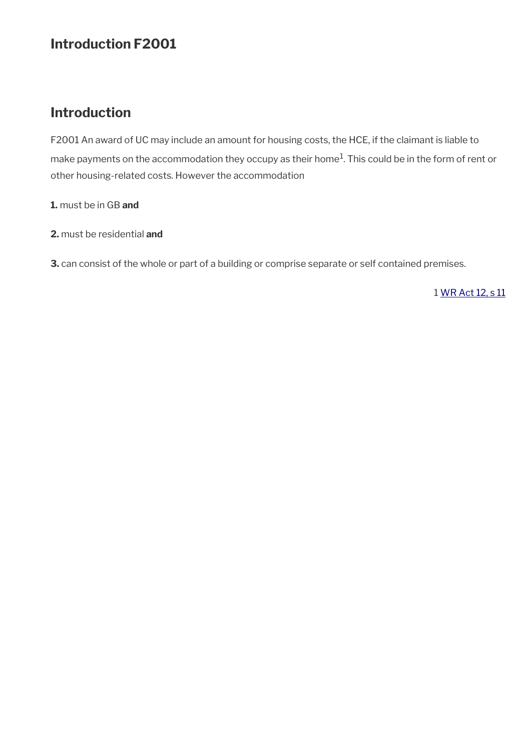## Introduction F2001

### Introduction

F2001 An award of UC may include an amount for housing costs, the HCE, if the claimant is liable to make payments on the accommodation they occupy as their home[1]. This could be in the form of rent or other housing-related costs. However the accommodation

**1.** must be in GB **and**

**2.** must be residential **and**

**3.** can consist of the whole or part of a building or comprise separate or self contained premises.

1 WR Act 12, s 11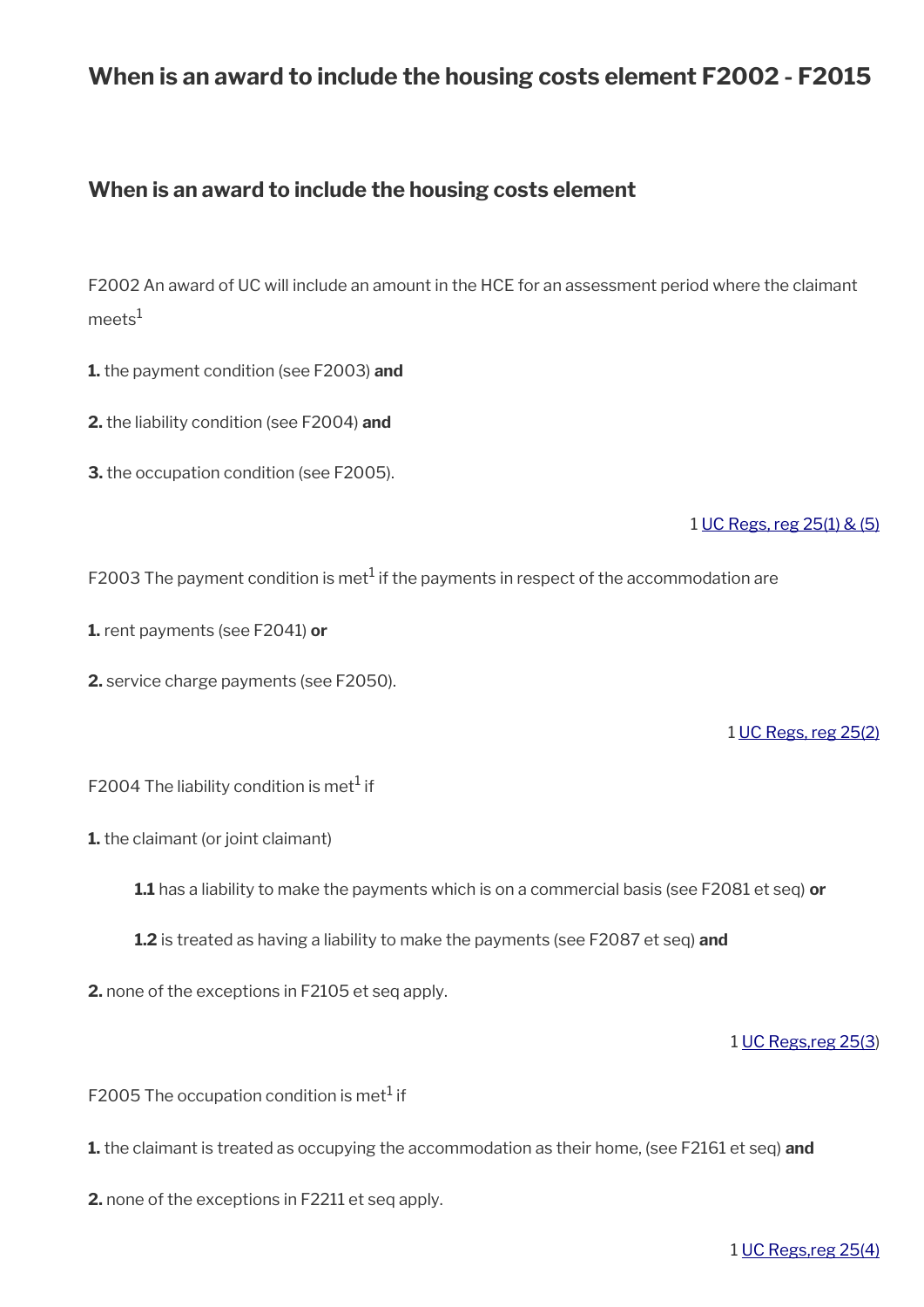# When is an award to include the housing costs element F2002 - F2015

## When is an award to include the housing costs element

F2002 An award of UC will include an amount in the HCE for an assessment period where the claimant meets[1]

**1.** the payment condition (see F2003) **and**

**2.** the liability condition (see F2004) **and**

**3.** the occupation condition (see F2005).

1 UC Regs, reg 25(1) & (5)

F2003 The payment condition is met[1] if the payments in respect of the accommodation are

**1.** rent payments (see F2041) **or**

**2.** service charge payments (see F2050).

1 UC Regs, reg 25(2)

F2004 The liability condition is met[1] if

**1.** the claimant (or joint claimant)

> **1.1** has a liability to make the payments which is on a commercial basis (see F2081 et seq) **or**
>
> **1.2** is treated as having a liability to make the payments (see F2087 et seq) **and**

**2.** none of the exceptions in F2105 et seq apply.

1 UC Regs,reg 25(3)

F2005 The occupation condition is met[1] if

**1.** the claimant is treated as occupying the accommodation as their home, (see F2161 et seq) **and**

**2.** none of the exceptions in F2211 et seq apply.

1 UC Regs,reg 25(4)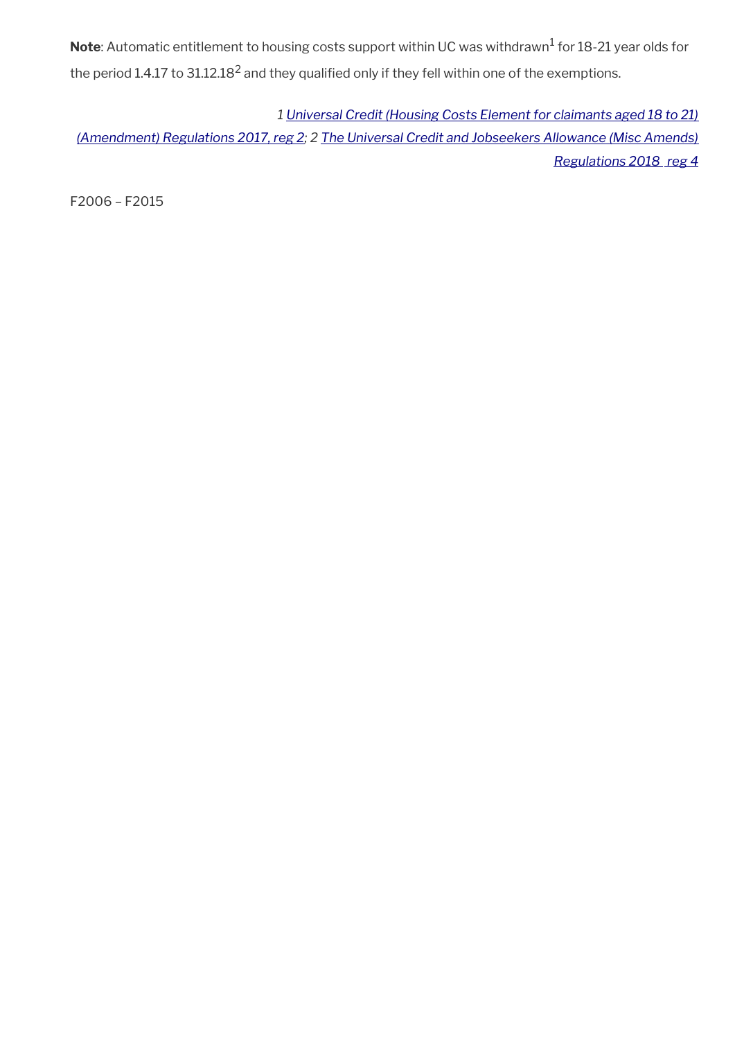**Note**: Automatic entitlement to housing costs support within UC was withdrawn[1] for 18-21 year olds for the period 1.4.17 to 31.12.18[2] and they qualified only if they fell within one of the exemptions.

*1 Universal Credit (Housing Costs Element for claimants aged 18 to 21) (Amendment) Regulations 2017, reg 2; 2 The Universal Credit and Jobseekers Allowance (Misc Amends) Regulations 2018 reg 4*

F2006 – F2015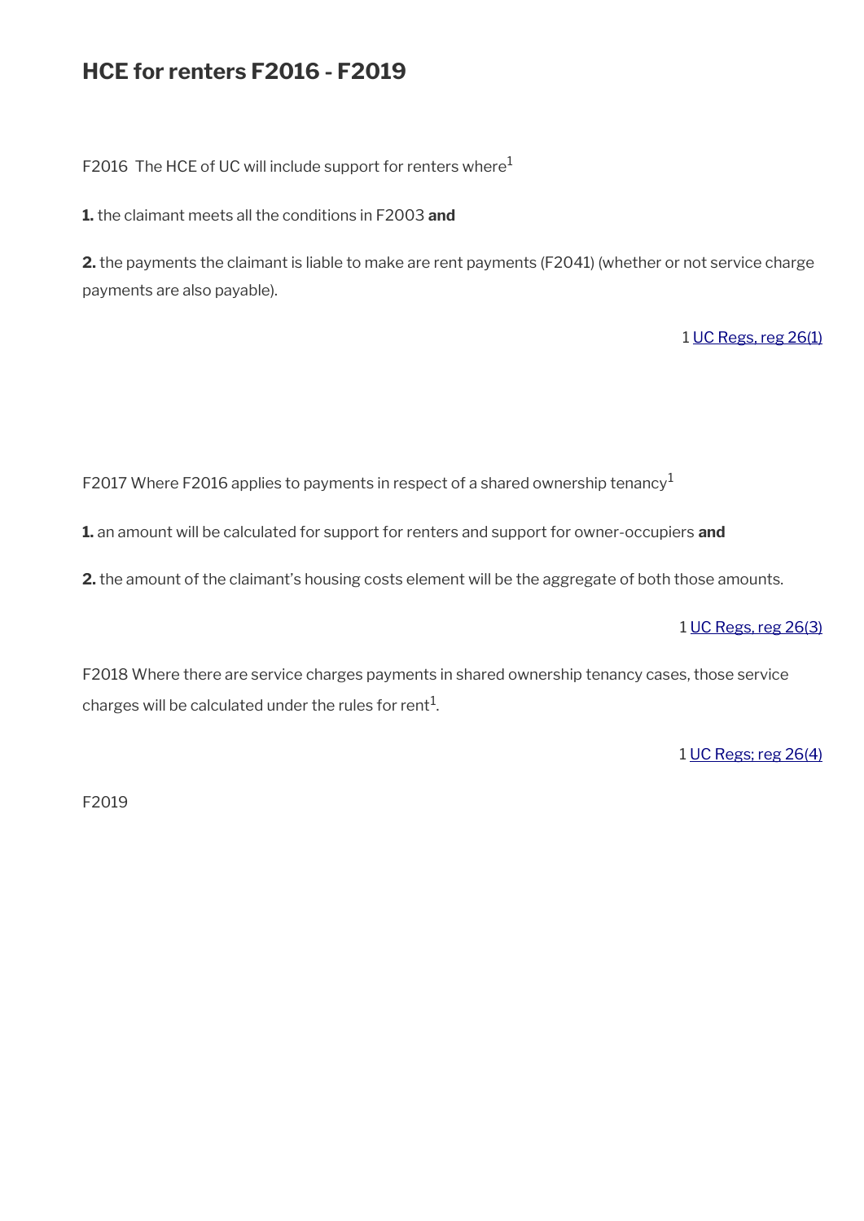## HCE for renters F2016 - F2019

F2016 The HCE of UC will include support for renters where[1]

**1.** the claimant meets all the conditions in F2003 **and**

**2.** the payments the claimant is liable to make are rent payments (F2041) (whether or not service charge payments are also payable).

1 UC Regs, reg 26(1)

F2017 Where F2016 applies to payments in respect of a shared ownership tenancy[1]

**1.** an amount will be calculated for support for renters and support for owner-occupiers **and**

**2.** the amount of the claimant's housing costs element will be the aggregate of both those amounts.

1 UC Regs, reg 26(3)

F2018 Where there are service charges payments in shared ownership tenancy cases, those service charges will be calculated under the rules for rent[1].

1 UC Regs; reg 26(4)

F2019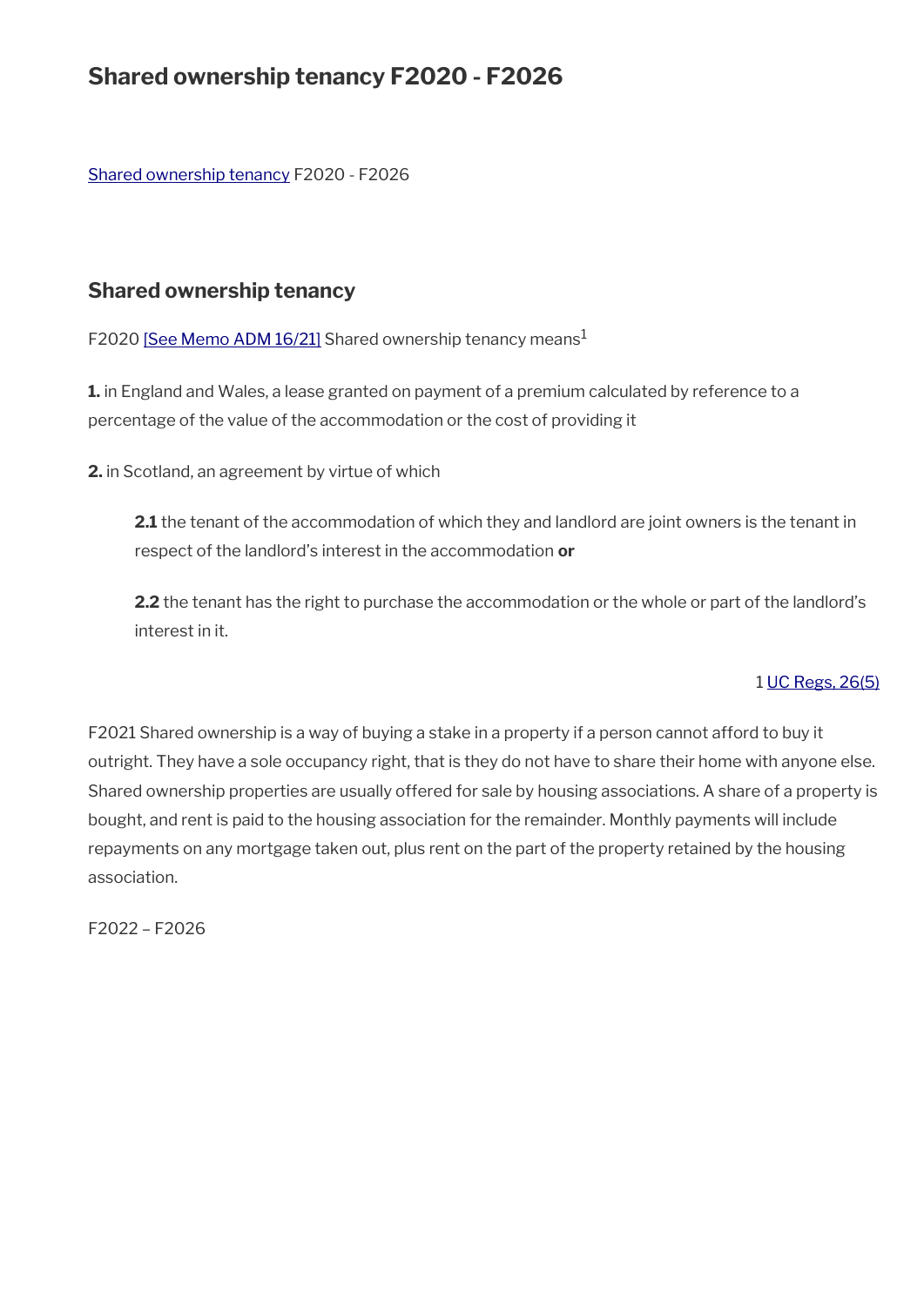# Shared ownership tenancy F2020 - F2026

Shared ownership tenancy F2020 - F2026

## Shared ownership tenancy

F2020 [See Memo ADM 16/21] Shared ownership tenancy means[1]

**1.** in England and Wales, a lease granted on payment of a premium calculated by reference to a percentage of the value of the accommodation or the cost of providing it

**2.** in Scotland, an agreement by virtue of which

> **2.1** the tenant of the accommodation of which they and landlord are joint owners is the tenant in respect of the landlord's interest in the accommodation **or**
>
> **2.2** the tenant has the right to purchase the accommodation or the whole or part of the landlord's interest in it.

1 UC Regs, 26(5)

F2021 Shared ownership is a way of buying a stake in a property if a person cannot afford to buy it outright. They have a sole occupancy right, that is they do not have to share their home with anyone else. Shared ownership properties are usually offered for sale by housing associations. A share of a property is bought, and rent is paid to the housing association for the remainder. Monthly payments will include repayments on any mortgage taken out, plus rent on the part of the property retained by the housing association.

F2022 – F2026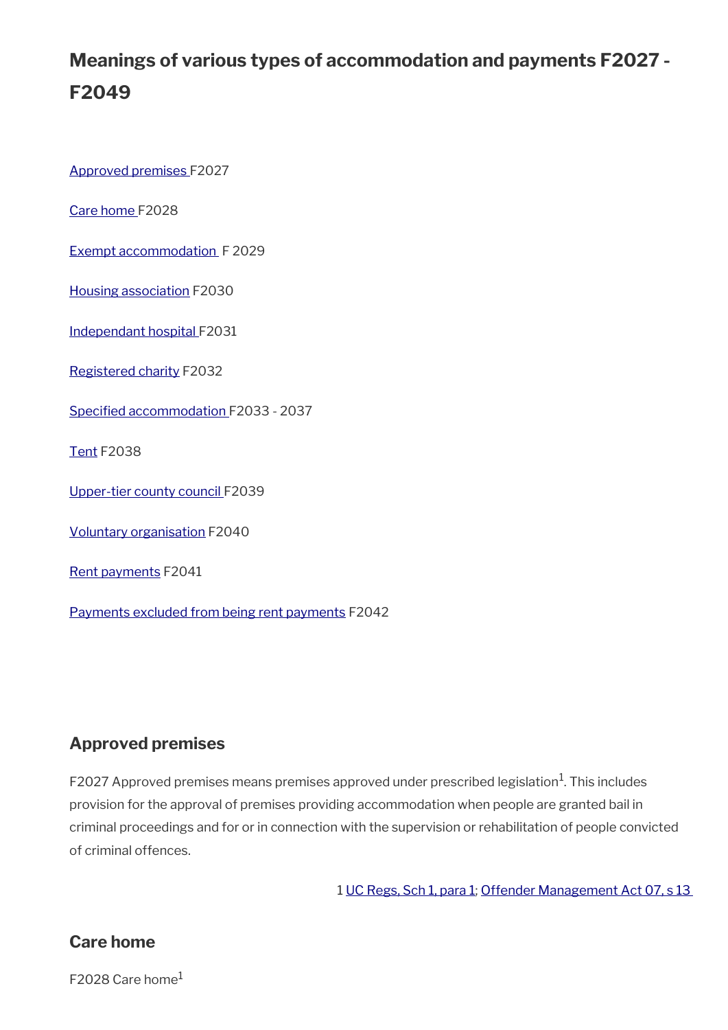## Meanings of various types of accommodation and payments F2027 - F2049

[Approved premises](#) F2027

[Care home](#) F2028

[Exempt accommodation](#) F 2029

[Housing association](#) F2030

[Independant hospital](#) F2031

[Registered charity](#) F2032

[Specified accommodation](#) F2033 - 2037

[Tent](#) F2038

[Upper-tier county council](#) F2039

[Voluntary organisation](#) F2040

[Rent payments](#) F2041

[Payments excluded from being rent payments](#) F2042

### Approved premises

F2027 Approved premises means premises approved under prescribed legislation[1]. This includes provision for the approval of premises providing accommodation when people are granted bail in criminal proceedings and for or in connection with the supervision or rehabilitation of people convicted of criminal offences.

1 [UC Regs, Sch 1, para 1](#); [Offender Management Act 07, s 13](#)

### Care home

F2028 Care home[1]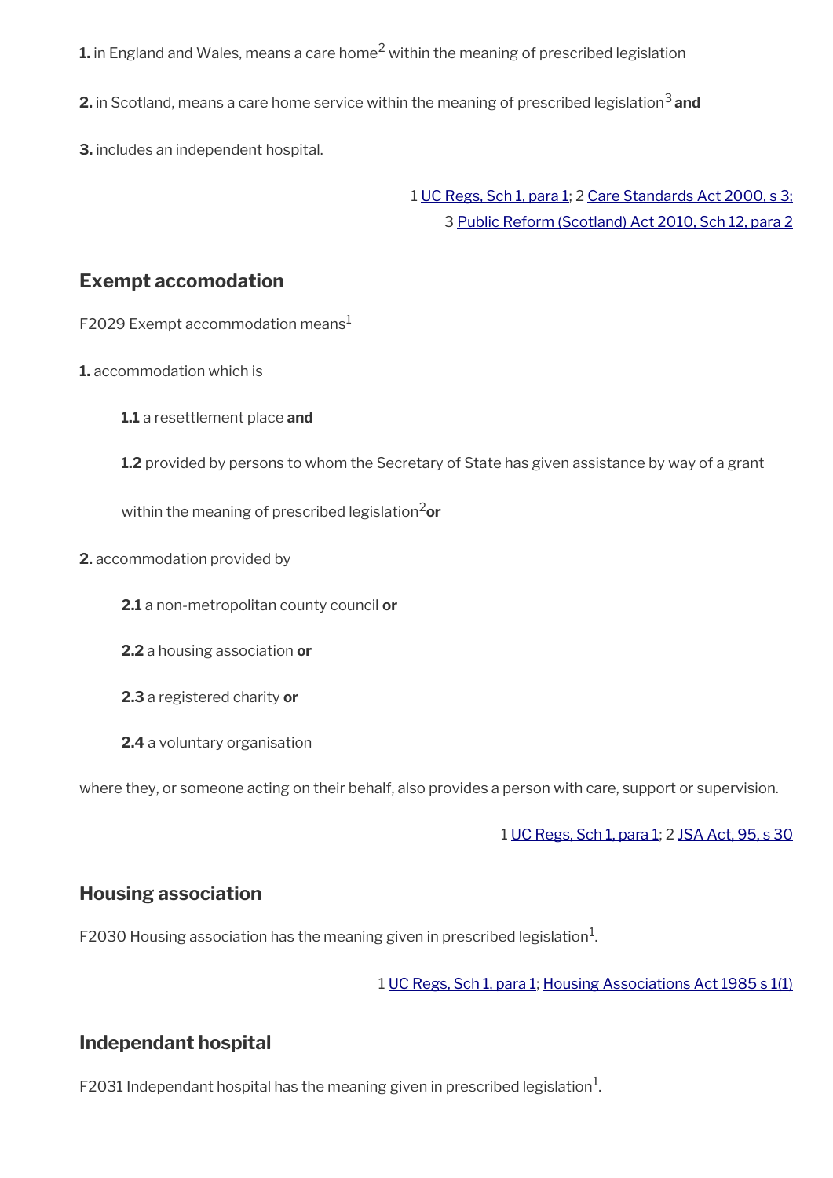**1.** in England and Wales, means a care home[2] within the meaning of prescribed legislation

**2.** in Scotland, means a care home service within the meaning of prescribed legislation[3] **and**

**3.** includes an independent hospital.

1 UC Regs, Sch 1, para 1; 2 Care Standards Act 2000, s 3; 3 Public Reform (Scotland) Act 2010, Sch 12, para 2

## Exempt accomodation

F2029 Exempt accommodation means[1]

**1.** accommodation which is

**1.1** a resettlement place **and**

**1.2** provided by persons to whom the Secretary of State has given assistance by way of a grant within the meaning of prescribed legislation[2] **or**

**2.** accommodation provided by

**2.1** a non-metropolitan county council **or**

**2.2** a housing association **or**

**2.3** a registered charity **or**

**2.4** a voluntary organisation

where they, or someone acting on their behalf, also provides a person with care, support or supervision.

1 UC Regs, Sch 1, para 1; 2 JSA Act, 95, s 30

## Housing association

F2030 Housing association has the meaning given in prescribed legislation[1].

1 UC Regs, Sch 1, para 1; Housing Associations Act 1985 s 1(1)

## Independant hospital

F2031 Independant hospital has the meaning given in prescribed legislation[1].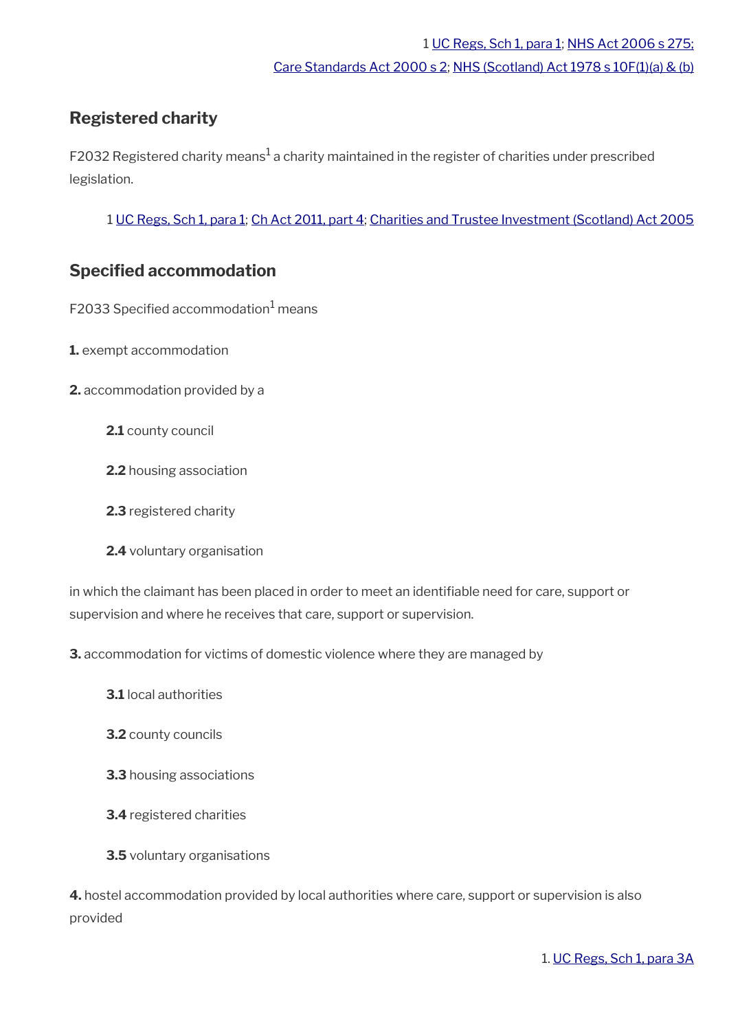1 UC Regs, Sch 1, para 1; NHS Act 2006 s 275; Care Standards Act 2000 s 2; NHS (Scotland) Act 1978 s 10F(1)(a) & (b)

## Registered charity

F2032 Registered charity means[1] a charity maintained in the register of charities under prescribed legislation.

1 UC Regs, Sch 1, para 1; Ch Act 2011, part 4; Charities and Trustee Investment (Scotland) Act 2005

## Specified accommodation

F2033 Specified accommodation[1] means

**1.** exempt accommodation

**2.** accommodation provided by a

> **2.1** county council
>
> **2.2** housing association
>
> **2.3** registered charity
>
> **2.4** voluntary organisation

in which the claimant has been placed in order to meet an identifiable need for care, support or supervision and where he receives that care, support or supervision.

**3.** accommodation for victims of domestic violence where they are managed by

> **3.1** local authorities
>
> **3.2** county councils
>
> **3.3** housing associations
>
> **3.4** registered charities
>
> **3.5** voluntary organisations

**4.** hostel accommodation provided by local authorities where care, support or supervision is also provided

1. UC Regs, Sch 1, para 3A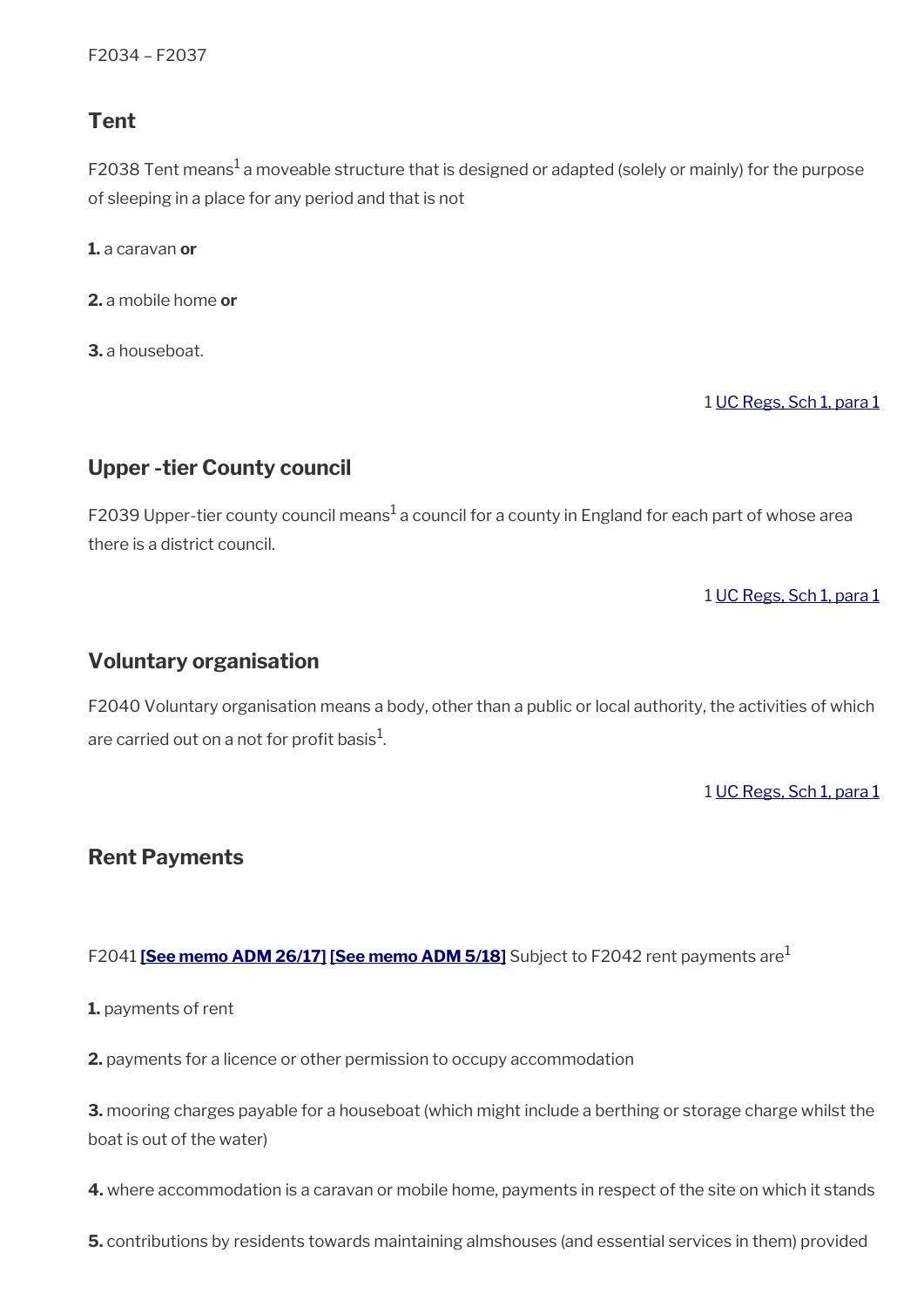F2034 – F2037

## Tent

F2038 Tent means[1] a moveable structure that is designed or adapted (solely or mainly) for the purpose of sleeping in a place for any period and that is not

**1.** a caravan **or**

**2.** a mobile home **or**

**3.** a houseboat.

1 UC Regs, Sch 1, para 1

## Upper -tier County council

F2039 Upper-tier county council means[1] a council for a county in England for each part of whose area there is a district council.

1 UC Regs, Sch 1, para 1

## Voluntary organisation

F2040 Voluntary organisation means a body, other than a public or local authority, the activities of which are carried out on a not for profit basis[1].

1 UC Regs, Sch 1, para 1

## Rent Payments

F2041 **[See memo ADM 26/17]** **[See memo ADM 5/18]** Subject to F2042 rent payments are[1]

**1.** payments of rent

**2.** payments for a licence or other permission to occupy accommodation

**3.** mooring charges payable for a houseboat (which might include a berthing or storage charge whilst the boat is out of the water)

**4.** where accommodation is a caravan or mobile home, payments in respect of the site on which it stands

**5.** contributions by residents towards maintaining almshouses (and essential services in them) provided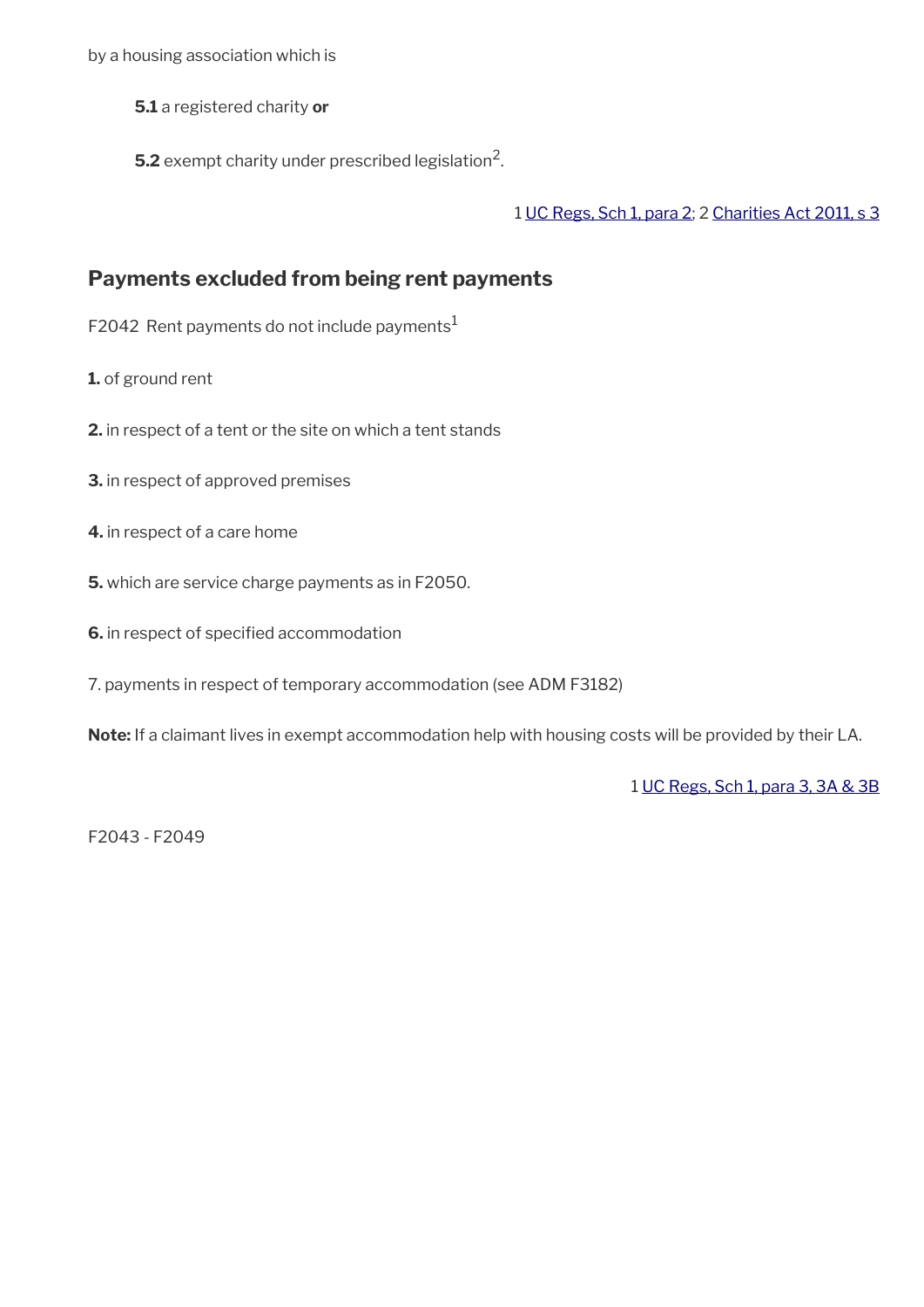by a housing association which is

**5.1** a registered charity **or**

**5.2** exempt charity under prescribed legislation[2].

1 UC Regs, Sch 1, para 2; 2 Charities Act 2011, s 3

## Payments excluded from being rent payments

F2042 Rent payments do not include payments[1]

**1.** of ground rent

**2.** in respect of a tent or the site on which a tent stands

**3.** in respect of approved premises

**4.** in respect of a care home

**5.** which are service charge payments as in F2050.

**6.** in respect of specified accommodation

7. payments in respect of temporary accommodation (see ADM F3182)

**Note:** If a claimant lives in exempt accommodation help with housing costs will be provided by their LA.

1 UC Regs, Sch 1, para 3, 3A & 3B

F2043 - F2049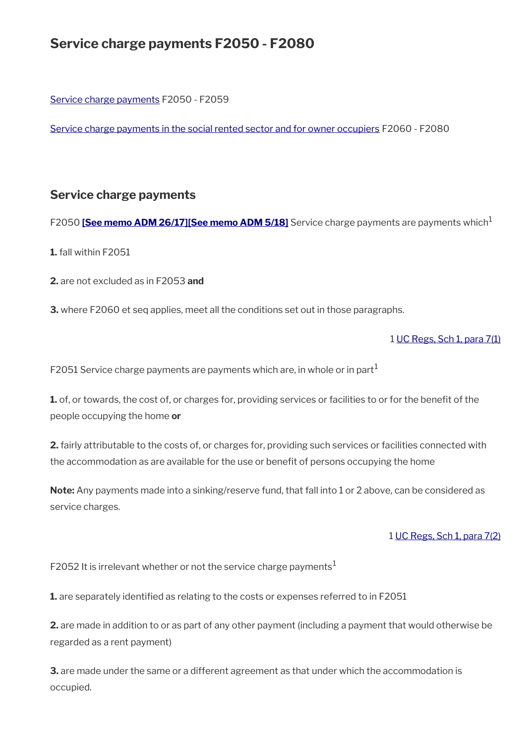# Service charge payments F2050 - F2080

Service charge payments F2050 - F2059

Service charge payments in the social rented sector and for owner occupiers F2060 - F2080

## Service charge payments

F2050 **[See memo ADM 26/17][See memo ADM 5/18]** Service charge payments are payments which[1]

**1.** fall within F2051

**2.** are not excluded as in F2053 **and**

**3.** where F2060 et seq applies, meet all the conditions set out in those paragraphs.

1 UC Regs, Sch 1, para 7(1)

F2051 Service charge payments are payments which are, in whole or in part[1]

**1.** of, or towards, the cost of, or charges for, providing services or facilities to or for the benefit of the people occupying the home **or**

**2.** fairly attributable to the costs of, or charges for, providing such services or facilities connected with the accommodation as are available for the use or benefit of persons occupying the home

**Note:** Any payments made into a sinking/reserve fund, that fall into 1 or 2 above, can be considered as service charges.

1 UC Regs, Sch 1, para 7(2)

F2052 It is irrelevant whether or not the service charge payments[1]

**1.** are separately identified as relating to the costs or expenses referred to in F2051

**2.** are made in addition to or as part of any other payment (including a payment that would otherwise be regarded as a rent payment)

**3.** are made under the same or a different agreement as that under which the accommodation is occupied.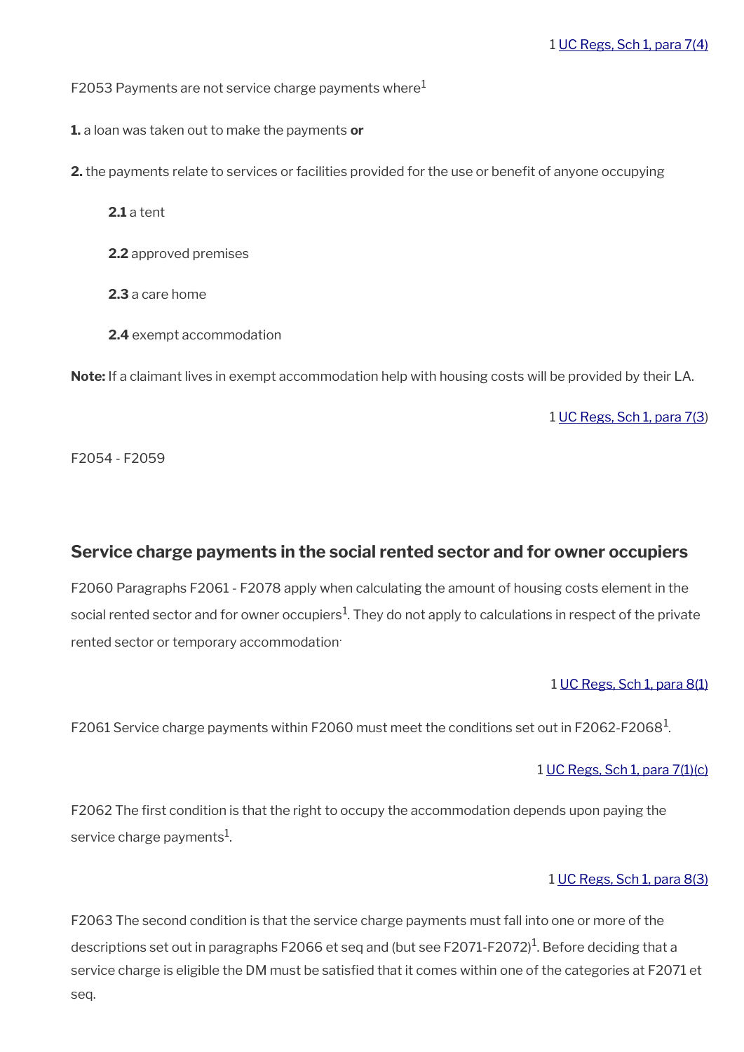1 UC Regs, Sch 1, para 7(4)

F2053 Payments are not service charge payments where[1]

**1.** a loan was taken out to make the payments **or**

**2.** the payments relate to services or facilities provided for the use or benefit of anyone occupying

> **2.1** a tent
>
> **2.2** approved premises
>
> **2.3** a care home
>
> **2.4** exempt accommodation

**Note:** If a claimant lives in exempt accommodation help with housing costs will be provided by their LA.

1 UC Regs, Sch 1, para 7(3)

F2054 - F2059

## Service charge payments in the social rented sector and for owner occupiers

F2060 Paragraphs F2061 - F2078 apply when calculating the amount of housing costs element in the social rented sector and for owner occupiers[1]. They do not apply to calculations in respect of the private rented sector or temporary accommodation.

1 UC Regs, Sch 1, para 8(1)

F2061 Service charge payments within F2060 must meet the conditions set out in F2062-F2068[1].

1 UC Regs, Sch 1, para 7(1)(c)

F2062 The first condition is that the right to occupy the accommodation depends upon paying the service charge payments[1].

1 UC Regs, Sch 1, para 8(3)

F2063 The second condition is that the service charge payments must fall into one or more of the descriptions set out in paragraphs F2066 et seq and (but see F2071-F2072)[1]. Before deciding that a service charge is eligible the DM must be satisfied that it comes within one of the categories at F2071 et seq.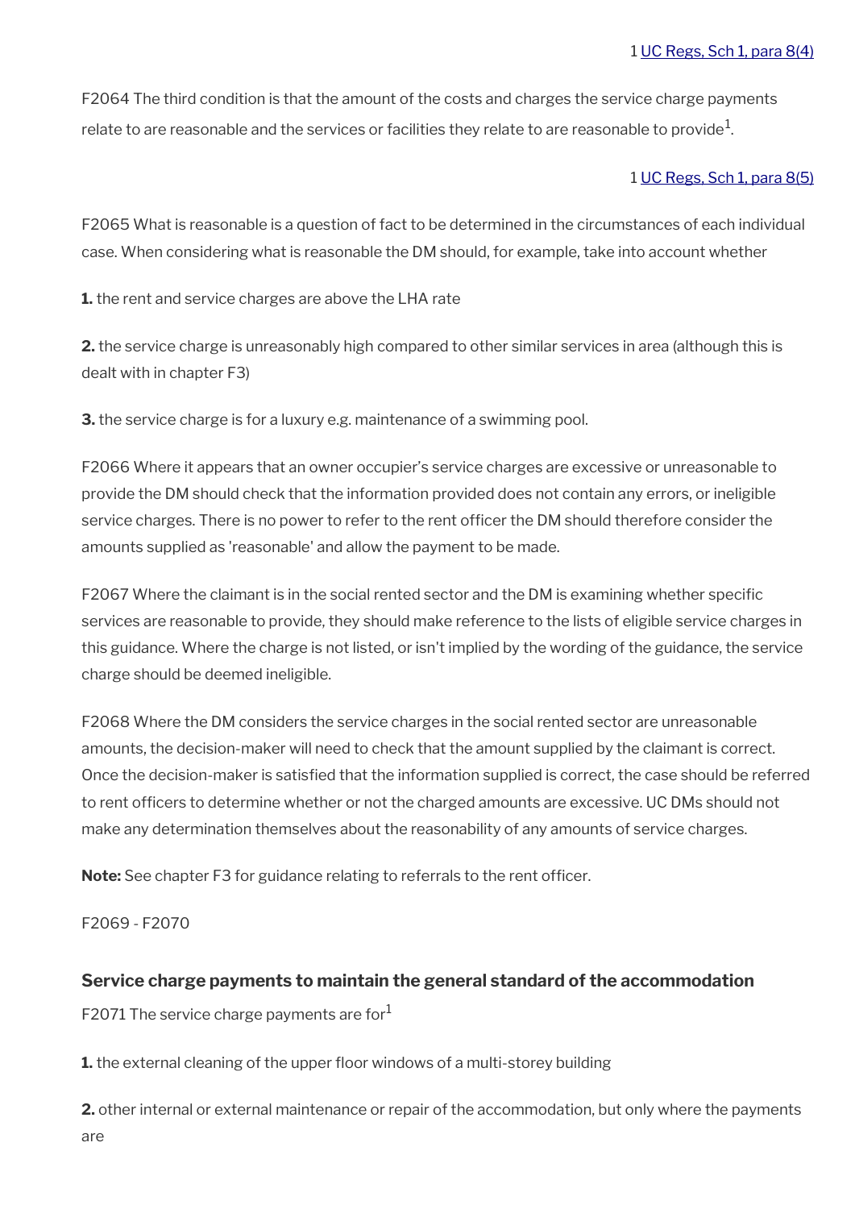1 UC Regs, Sch 1, para 8(4)

F2064 The third condition is that the amount of the costs and charges the service charge payments relate to are reasonable and the services or facilities they relate to are reasonable to provide[1].

1 UC Regs, Sch 1, para 8(5)

F2065 What is reasonable is a question of fact to be determined in the circumstances of each individual case. When considering what is reasonable the DM should, for example, take into account whether

**1.** the rent and service charges are above the LHA rate

**2.** the service charge is unreasonably high compared to other similar services in area (although this is dealt with in chapter F3)

**3.** the service charge is for a luxury e.g. maintenance of a swimming pool.

F2066 Where it appears that an owner occupier's service charges are excessive or unreasonable to provide the DM should check that the information provided does not contain any errors, or ineligible service charges. There is no power to refer to the rent officer the DM should therefore consider the amounts supplied as 'reasonable' and allow the payment to be made.

F2067 Where the claimant is in the social rented sector and the DM is examining whether specific services are reasonable to provide, they should make reference to the lists of eligible service charges in this guidance. Where the charge is not listed, or isn't implied by the wording of the guidance, the service charge should be deemed ineligible.

F2068 Where the DM considers the service charges in the social rented sector are unreasonable amounts, the decision-maker will need to check that the amount supplied by the claimant is correct. Once the decision-maker is satisfied that the information supplied is correct, the case should be referred to rent officers to determine whether or not the charged amounts are excessive. UC DMs should not make any determination themselves about the reasonability of any amounts of service charges.

**Note:** See chapter F3 for guidance relating to referrals to the rent officer.

F2069 - F2070

### Service charge payments to maintain the general standard of the accommodation

F2071 The service charge payments are for[1]

**1.** the external cleaning of the upper floor windows of a multi-storey building

**2.** other internal or external maintenance or repair of the accommodation, but only where the payments are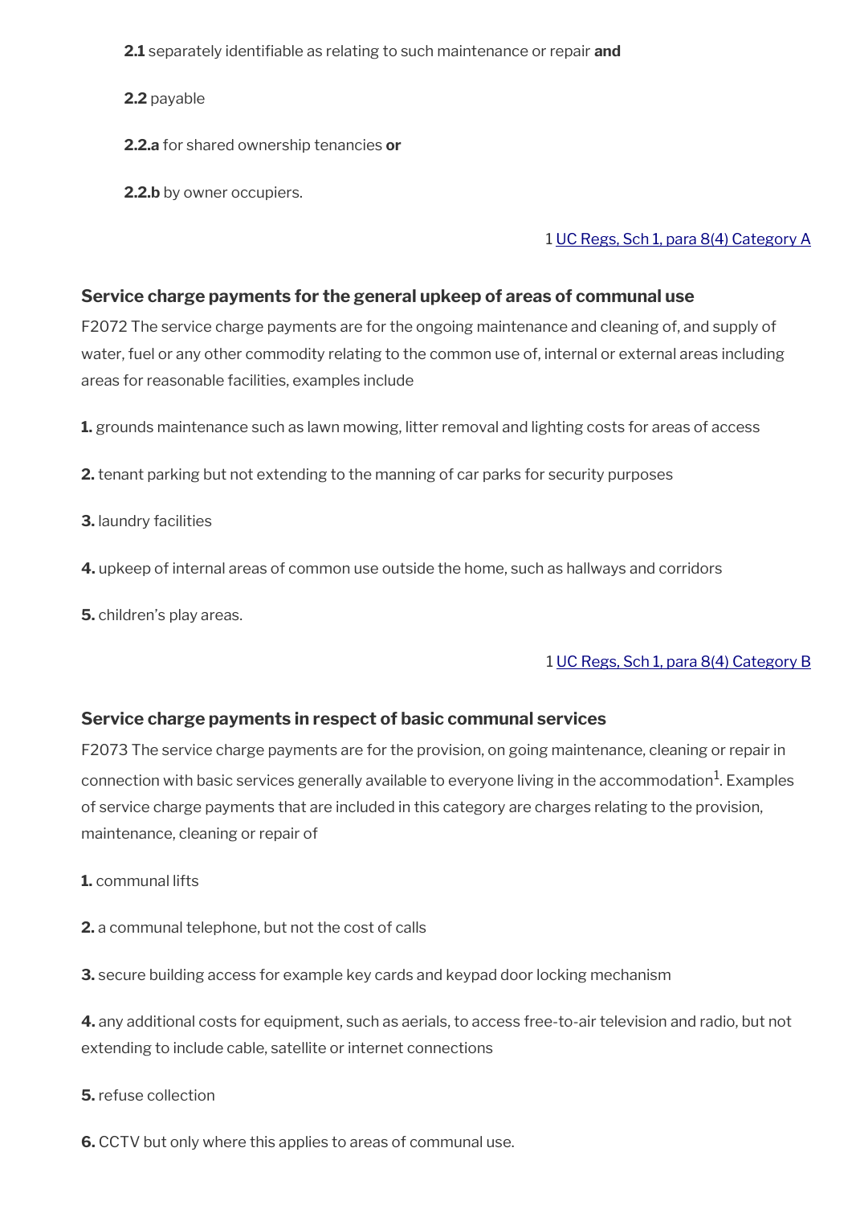**2.1** separately identifiable as relating to such maintenance or repair **and**

**2.2** payable

**2.2.a** for shared ownership tenancies **or**

**2.2.b** by owner occupiers.

1 UC Regs, Sch 1, para 8(4) Category A

### Service charge payments for the general upkeep of areas of communal use

F2072 The service charge payments are for the ongoing maintenance and cleaning of, and supply of water, fuel or any other commodity relating to the common use of, internal or external areas including areas for reasonable facilities, examples include

**1.** grounds maintenance such as lawn mowing, litter removal and lighting costs for areas of access

**2.** tenant parking but not extending to the manning of car parks for security purposes

**3.** laundry facilities

**4.** upkeep of internal areas of common use outside the home, such as hallways and corridors

**5.** children's play areas.

1 UC Regs, Sch 1, para 8(4) Category B

### Service charge payments in respect of basic communal services

F2073 The service charge payments are for the provision, on going maintenance, cleaning or repair in connection with basic services generally available to everyone living in the accommodation[1]. Examples of service charge payments that are included in this category are charges relating to the provision, maintenance, cleaning or repair of

**1.** communal lifts

**2.** a communal telephone, but not the cost of calls

**3.** secure building access for example key cards and keypad door locking mechanism

**4.** any additional costs for equipment, such as aerials, to access free-to-air television and radio, but not extending to include cable, satellite or internet connections

**5.** refuse collection

**6.** CCTV but only where this applies to areas of communal use.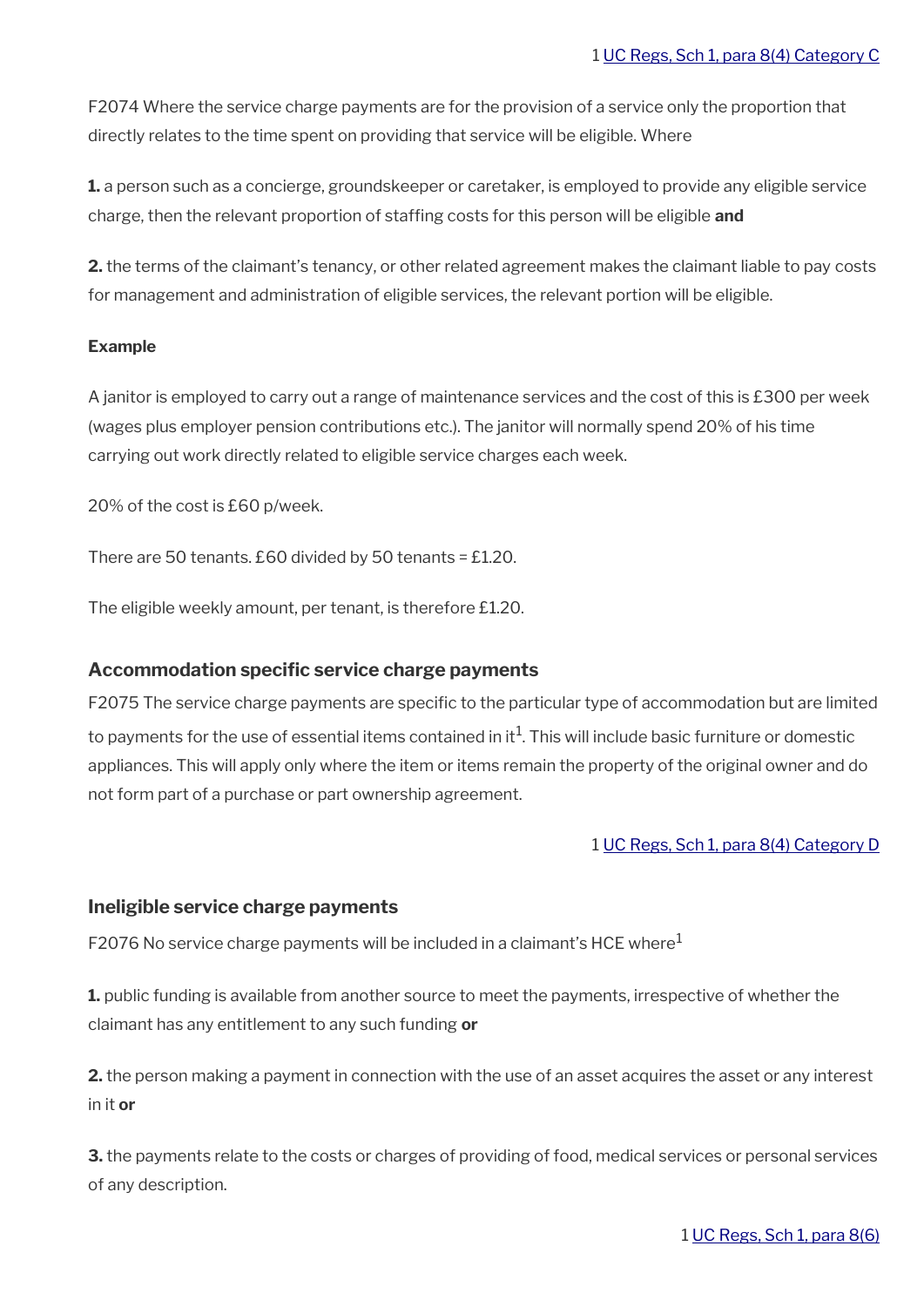1 UC Regs, Sch 1, para 8(4) Category C

F2074 Where the service charge payments are for the provision of a service only the proportion that directly relates to the time spent on providing that service will be eligible. Where

**1.** a person such as a concierge, groundskeeper or caretaker, is employed to provide any eligible service charge, then the relevant proportion of staffing costs for this person will be eligible **and**

**2.** the terms of the claimant's tenancy, or other related agreement makes the claimant liable to pay costs for management and administration of eligible services, the relevant portion will be eligible.

**Example**

A janitor is employed to carry out a range of maintenance services and the cost of this is £300 per week (wages plus employer pension contributions etc.). The janitor will normally spend 20% of his time carrying out work directly related to eligible service charges each week.

20% of the cost is £60 p/week.

There are 50 tenants. £60 divided by 50 tenants = £1.20.

The eligible weekly amount, per tenant, is therefore £1.20.

### Accommodation specific service charge payments

F2075 The service charge payments are specific to the particular type of accommodation but are limited to payments for the use of essential items contained in it[1]. This will include basic furniture or domestic appliances. This will apply only where the item or items remain the property of the original owner and do not form part of a purchase or part ownership agreement.

1 UC Regs, Sch 1, para 8(4) Category D

### Ineligible service charge payments

F2076 No service charge payments will be included in a claimant's HCE where[1]

**1.** public funding is available from another source to meet the payments, irrespective of whether the claimant has any entitlement to any such funding **or**

**2.** the person making a payment in connection with the use of an asset acquires the asset or any interest in it **or**

**3.** the payments relate to the costs or charges of providing of food, medical services or personal services of any description.

1 UC Regs, Sch 1, para 8(6)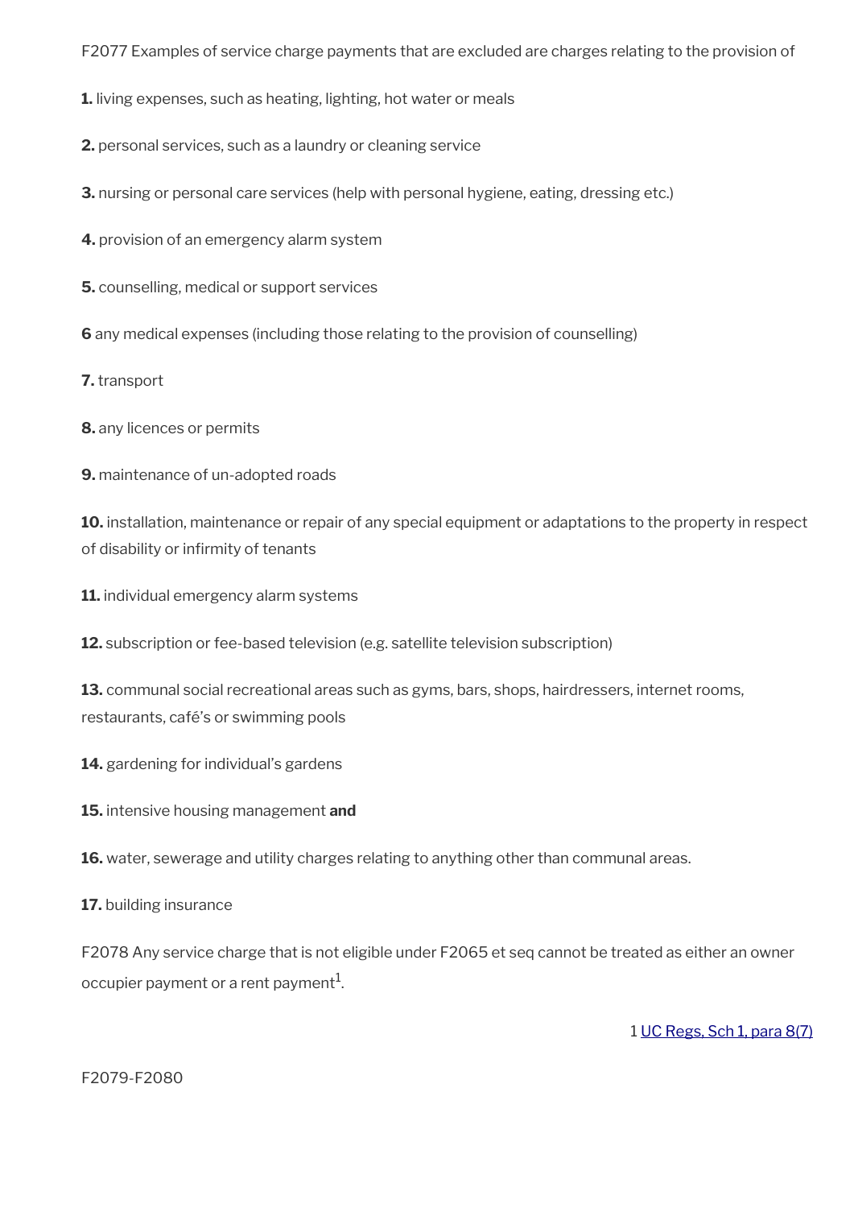F2077 Examples of service charge payments that are excluded are charges relating to the provision of

**1.** living expenses, such as heating, lighting, hot water or meals

**2.** personal services, such as a laundry or cleaning service

**3.** nursing or personal care services (help with personal hygiene, eating, dressing etc.)

**4.** provision of an emergency alarm system

**5.** counselling, medical or support services

**6** any medical expenses (including those relating to the provision of counselling)

**7.** transport

**8.** any licences or permits

**9.** maintenance of un-adopted roads

**10.** installation, maintenance or repair of any special equipment or adaptations to the property in respect of disability or infirmity of tenants

**11.** individual emergency alarm systems

**12.** subscription or fee-based television (e.g. satellite television subscription)

**13.** communal social recreational areas such as gyms, bars, shops, hairdressers, internet rooms, restaurants, café's or swimming pools

**14.** gardening for individual's gardens

**15.** intensive housing management **and**

**16.** water, sewerage and utility charges relating to anything other than communal areas.

**17.** building insurance

F2078 Any service charge that is not eligible under F2065 et seq cannot be treated as either an owner occupier payment or a rent payment[1].

1 UC Regs, Sch 1, para 8(7)

F2079-F2080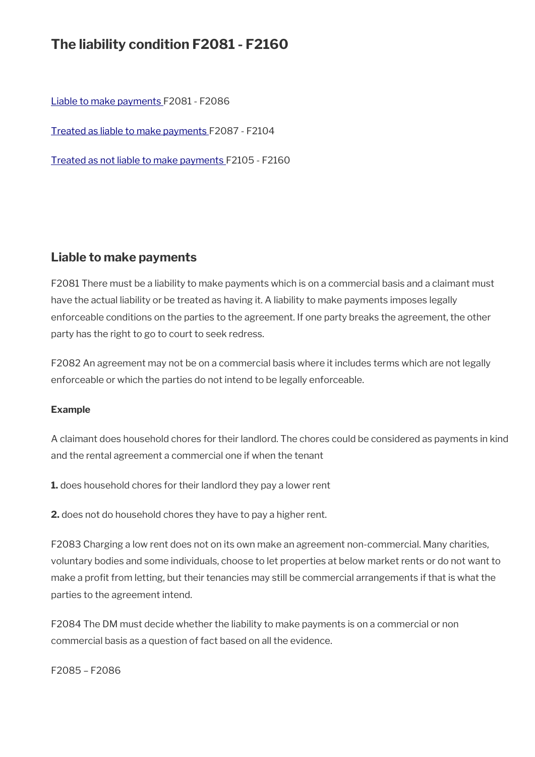# The liability condition F2081 - F2160

[Liable to make payments ]F2081 - F2086

[Treated as liable to make payments ]F2087 - F2104

[Treated as not liable to make payments ]F2105 - F2160

## Liable to make payments

F2081 There must be a liability to make payments which is on a commercial basis and a claimant must have the actual liability or be treated as having it. A liability to make payments imposes legally enforceable conditions on the parties to the agreement. If one party breaks the agreement, the other party has the right to go to court to seek redress.

F2082 An agreement may not be on a commercial basis where it includes terms which are not legally enforceable or which the parties do not intend to be legally enforceable.

**Example**

A claimant does household chores for their landlord. The chores could be considered as payments in kind and the rental agreement a commercial one if when the tenant

**1.** does household chores for their landlord they pay a lower rent

**2.** does not do household chores they have to pay a higher rent.

F2083 Charging a low rent does not on its own make an agreement non-commercial. Many charities, voluntary bodies and some individuals, choose to let properties at below market rents or do not want to make a profit from letting, but their tenancies may still be commercial arrangements if that is what the parties to the agreement intend.

F2084 The DM must decide whether the liability to make payments is on a commercial or non commercial basis as a question of fact based on all the evidence.

F2085 – F2086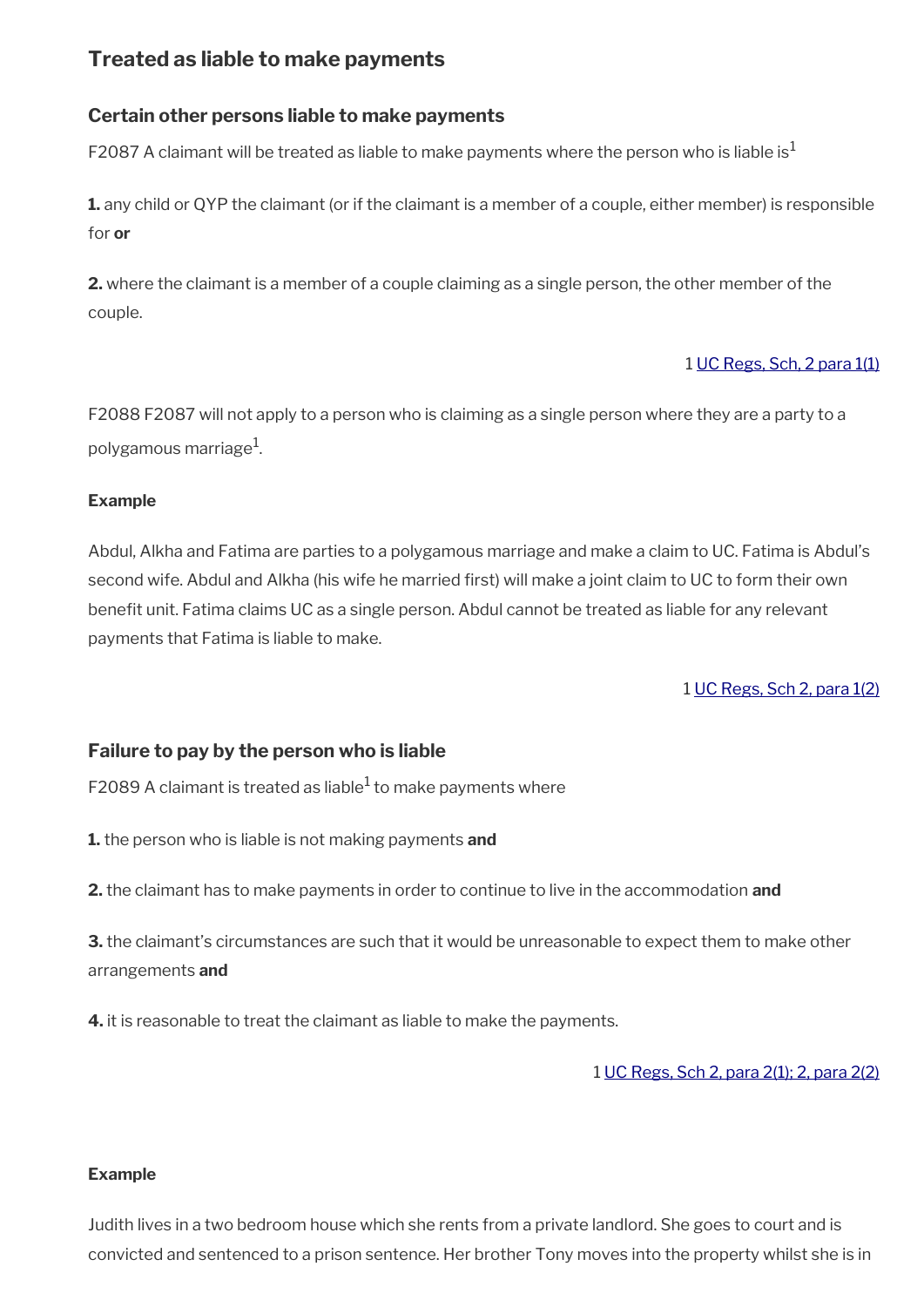## Treated as liable to make payments

### Certain other persons liable to make payments

F2087 A claimant will be treated as liable to make payments where the person who is liable is[1]

**1.** any child or QYP the claimant (or if the claimant is a member of a couple, either member) is responsible for **or**

**2.** where the claimant is a member of a couple claiming as a single person, the other member of the couple.

1 UC Regs, Sch, 2 para 1(1)

F2088 F2087 will not apply to a person who is claiming as a single person where they are a party to a polygamous marriage[1].

**Example**

Abdul, Alkha and Fatima are parties to a polygamous marriage and make a claim to UC. Fatima is Abdul's second wife. Abdul and Alkha (his wife he married first) will make a joint claim to UC to form their own benefit unit. Fatima claims UC as a single person. Abdul cannot be treated as liable for any relevant payments that Fatima is liable to make.

1 UC Regs, Sch 2, para 1(2)

### Failure to pay by the person who is liable

F2089 A claimant is treated as liable[1] to make payments where

**1.** the person who is liable is not making payments **and**

**2.** the claimant has to make payments in order to continue to live in the accommodation **and**

**3.** the claimant's circumstances are such that it would be unreasonable to expect them to make other arrangements **and**

**4.** it is reasonable to treat the claimant as liable to make the payments.

1 UC Regs, Sch 2, para 2(1); 2, para 2(2)

**Example**

Judith lives in a two bedroom house which she rents from a private landlord. She goes to court and is convicted and sentenced to a prison sentence. Her brother Tony moves into the property whilst she is in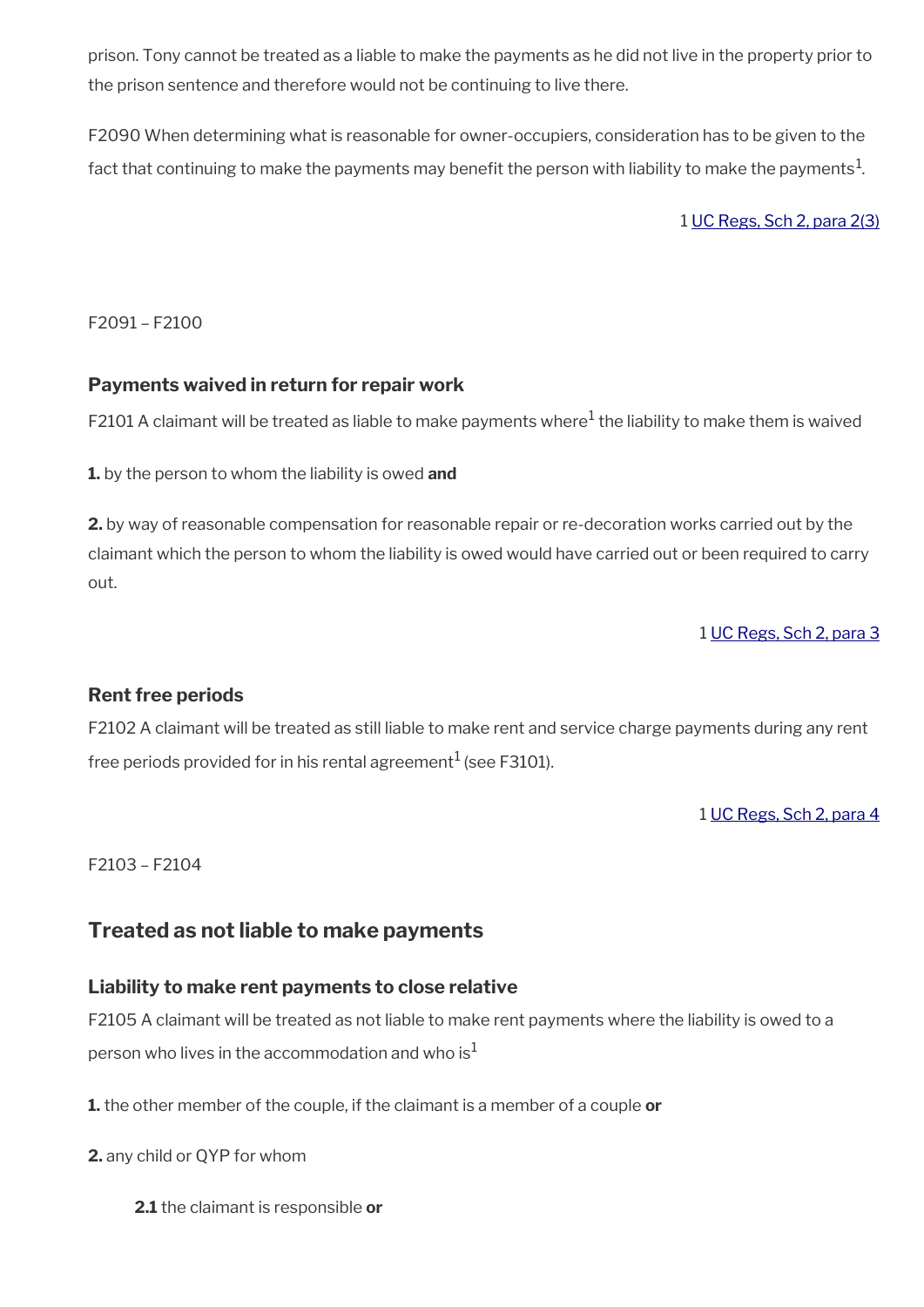prison. Tony cannot be treated as a liable to make the payments as he did not live in the property prior to the prison sentence and therefore would not be continuing to live there.

F2090 When determining what is reasonable for owner-occupiers, consideration has to be given to the fact that continuing to make the payments may benefit the person with liability to make the payments[1].

1 UC Regs, Sch 2, para 2(3)

F2091 – F2100

### Payments waived in return for repair work

F2101 A claimant will be treated as liable to make payments where[1] the liability to make them is waived

**1.** by the person to whom the liability is owed **and**

**2.** by way of reasonable compensation for reasonable repair or re-decoration works carried out by the claimant which the person to whom the liability is owed would have carried out or been required to carry out.

1 UC Regs, Sch 2, para 3

### Rent free periods

F2102 A claimant will be treated as still liable to make rent and service charge payments during any rent free periods provided for in his rental agreement[1] (see F3101).

1 UC Regs, Sch 2, para 4

F2103 – F2104

## Treated as not liable to make payments

### Liability to make rent payments to close relative

F2105 A claimant will be treated as not liable to make rent payments where the liability is owed to a person who lives in the accommodation and who is[1]

**1.** the other member of the couple, if the claimant is a member of a couple **or**

**2.** any child or QYP for whom

**2.1** the claimant is responsible **or**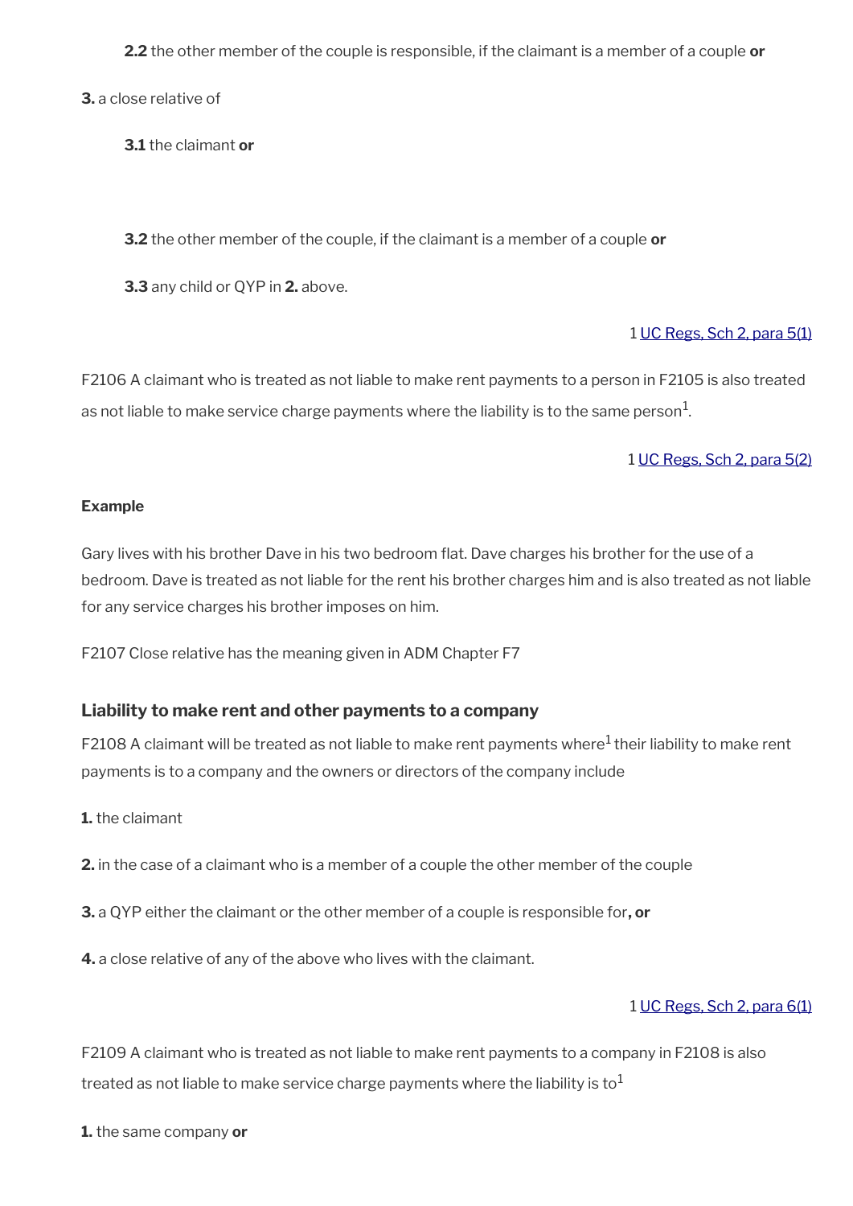**2.2** the other member of the couple is responsible, if the claimant is a member of a couple **or**

**3.** a close relative of

**3.1** the claimant **or**

**3.2** the other member of the couple, if the claimant is a member of a couple **or**

**3.3** any child or QYP in **2.** above.

1 UC Regs, Sch 2, para 5(1)

F2106 A claimant who is treated as not liable to make rent payments to a person in F2105 is also treated as not liable to make service charge payments where the liability is to the same person[1].

1 UC Regs, Sch 2, para 5(2)

**Example**

Gary lives with his brother Dave in his two bedroom flat. Dave charges his brother for the use of a bedroom. Dave is treated as not liable for the rent his brother charges him and is also treated as not liable for any service charges his brother imposes on him.

F2107 Close relative has the meaning given in ADM Chapter F7

### Liability to make rent and other payments to a company

F2108 A claimant will be treated as not liable to make rent payments where[1] their liability to make rent payments is to a company and the owners or directors of the company include

**1.** the claimant

**2.** in the case of a claimant who is a member of a couple the other member of the couple

**3.** a QYP either the claimant or the other member of a couple is responsible for**, or**

**4.** a close relative of any of the above who lives with the claimant.

1 UC Regs, Sch 2, para 6(1)

F2109 A claimant who is treated as not liable to make rent payments to a company in F2108 is also treated as not liable to make service charge payments where the liability is to[1]

**1.** the same company **or**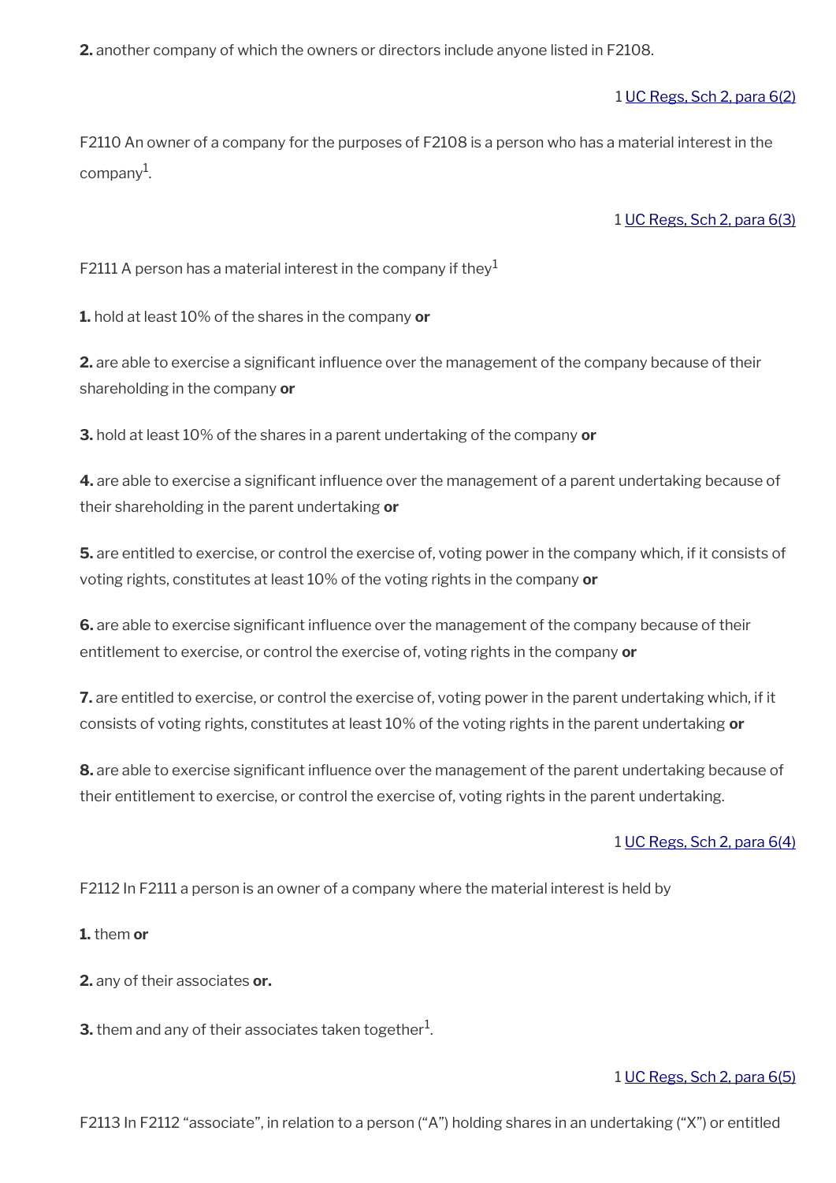**2.** another company of which the owners or directors include anyone listed in F2108.

1 UC Regs, Sch 2, para 6(2)

F2110 An owner of a company for the purposes of F2108 is a person who has a material interest in the company[1].

1 UC Regs, Sch 2, para 6(3)

F2111 A person has a material interest in the company if they[1]

**1.** hold at least 10% of the shares in the company **or**

**2.** are able to exercise a significant influence over the management of the company because of their shareholding in the company **or**

**3.** hold at least 10% of the shares in a parent undertaking of the company **or**

**4.** are able to exercise a significant influence over the management of a parent undertaking because of their shareholding in the parent undertaking **or**

**5.** are entitled to exercise, or control the exercise of, voting power in the company which, if it consists of voting rights, constitutes at least 10% of the voting rights in the company **or**

**6.** are able to exercise significant influence over the management of the company because of their entitlement to exercise, or control the exercise of, voting rights in the company **or**

**7.** are entitled to exercise, or control the exercise of, voting power in the parent undertaking which, if it consists of voting rights, constitutes at least 10% of the voting rights in the parent undertaking **or**

**8.** are able to exercise significant influence over the management of the parent undertaking because of their entitlement to exercise, or control the exercise of, voting rights in the parent undertaking.

1 UC Regs, Sch 2, para 6(4)

F2112 In F2111 a person is an owner of a company where the material interest is held by

**1.** them **or**

**2.** any of their associates **or.**

**3.** them and any of their associates taken together[1].

1 UC Regs, Sch 2, para 6(5)

F2113 In F2112 "associate", in relation to a person ("A") holding shares in an undertaking ("X") or entitled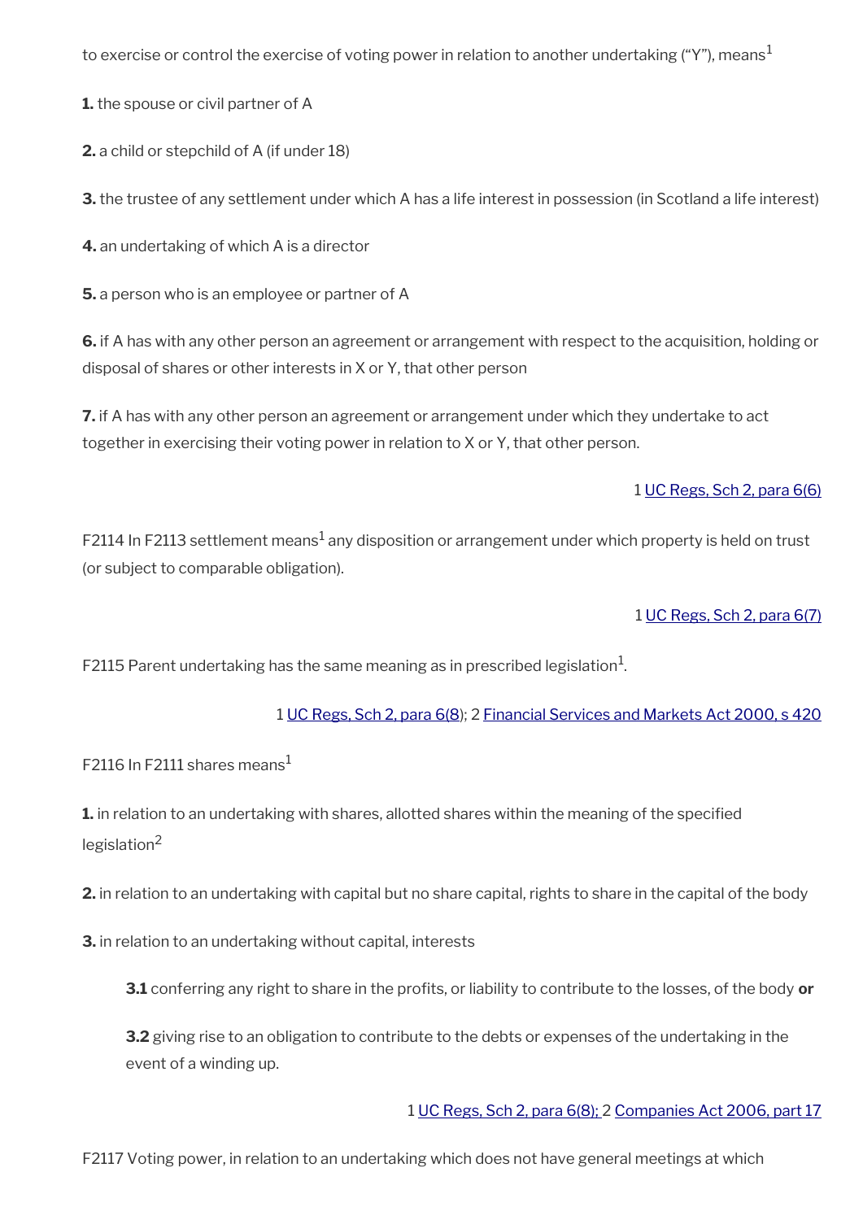to exercise or control the exercise of voting power in relation to another undertaking ("Y"), means[1]

**1.** the spouse or civil partner of A

**2.** a child or stepchild of A (if under 18)

**3.** the trustee of any settlement under which A has a life interest in possession (in Scotland a life interest)

**4.** an undertaking of which A is a director

**5.** a person who is an employee or partner of A

**6.** if A has with any other person an agreement or arrangement with respect to the acquisition, holding or disposal of shares or other interests in X or Y, that other person

**7.** if A has with any other person an agreement or arrangement under which they undertake to act together in exercising their voting power in relation to X or Y, that other person.

1 UC Regs, Sch 2, para 6(6)

F2114 In F2113 settlement means[1] any disposition or arrangement under which property is held on trust (or subject to comparable obligation).

1 UC Regs, Sch 2, para 6(7)

F2115 Parent undertaking has the same meaning as in prescribed legislation[1].

1 UC Regs, Sch 2, para 6(8); 2 Financial Services and Markets Act 2000, s 420

F2116 In F2111 shares means[1]

**1.** in relation to an undertaking with shares, allotted shares within the meaning of the specified legislation[2]

**2.** in relation to an undertaking with capital but no share capital, rights to share in the capital of the body

**3.** in relation to an undertaking without capital, interests

> **3.1** conferring any right to share in the profits, or liability to contribute to the losses, of the body **or**
>
> **3.2** giving rise to an obligation to contribute to the debts or expenses of the undertaking in the event of a winding up.

1 UC Regs, Sch 2, para 6(8); 2 Companies Act 2006, part 17

F2117 Voting power, in relation to an undertaking which does not have general meetings at which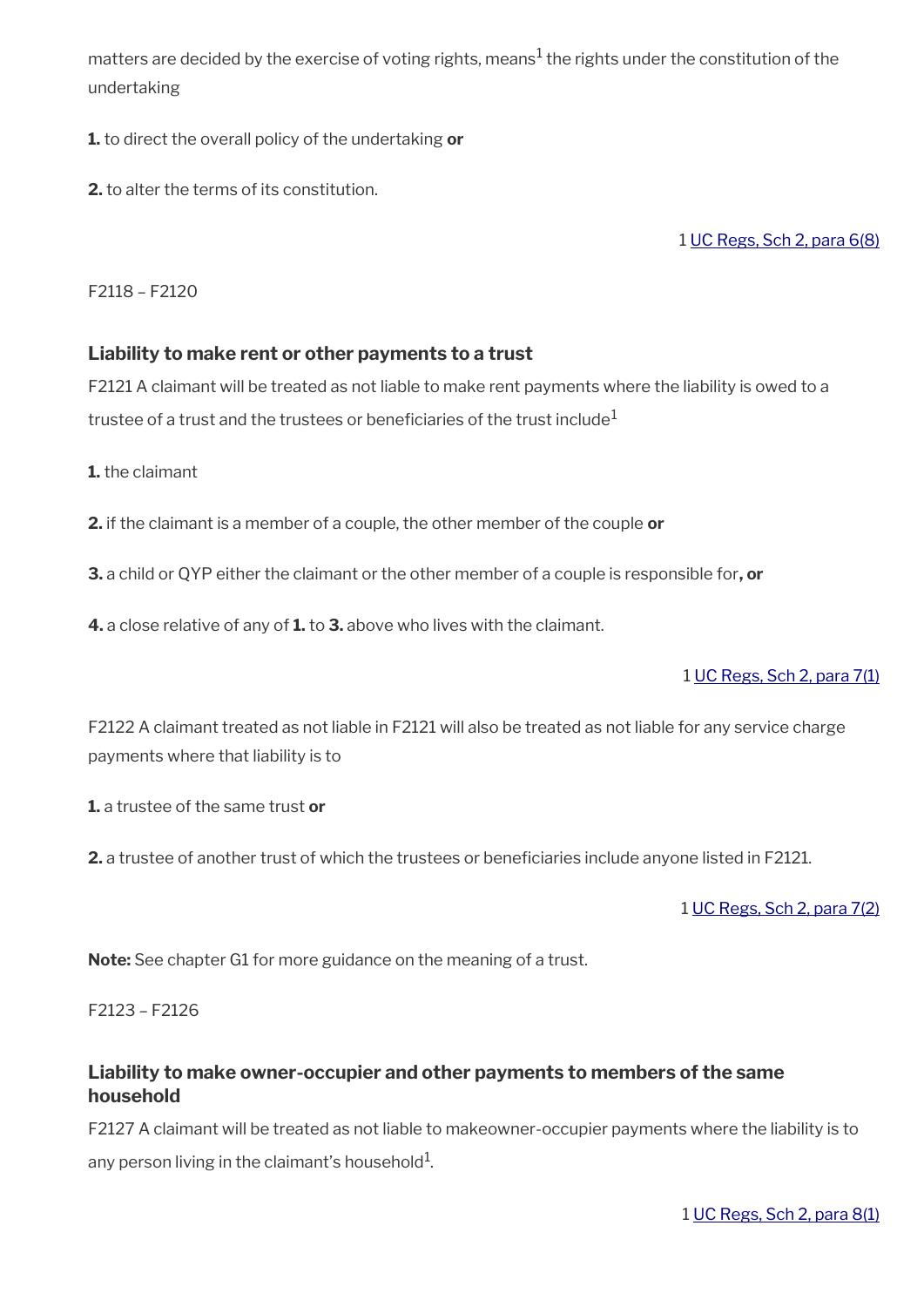matters are decided by the exercise of voting rights, means[1] the rights under the constitution of the undertaking

**1.** to direct the overall policy of the undertaking **or**

**2.** to alter the terms of its constitution.

1 UC Regs, Sch 2, para 6(8)

F2118 – F2120

### Liability to make rent or other payments to a trust

F2121 A claimant will be treated as not liable to make rent payments where the liability is owed to a trustee of a trust and the trustees or beneficiaries of the trust include[1]

**1.** the claimant

**2.** if the claimant is a member of a couple, the other member of the couple **or**

**3.** a child or QYP either the claimant or the other member of a couple is responsible for**, or**

**4.** a close relative of any of **1.** to **3.** above who lives with the claimant.

1 UC Regs, Sch 2, para 7(1)

F2122 A claimant treated as not liable in F2121 will also be treated as not liable for any service charge payments where that liability is to

**1.** a trustee of the same trust **or**

**2.** a trustee of another trust of which the trustees or beneficiaries include anyone listed in F2121.

1 UC Regs, Sch 2, para 7(2)

**Note:** See chapter G1 for more guidance on the meaning of a trust.

F2123 – F2126

### Liability to make owner-occupier and other payments to members of the same household

F2127 A claimant will be treated as not liable to makeowner-occupier payments where the liability is to any person living in the claimant's household[1].

1 UC Regs, Sch 2, para 8(1)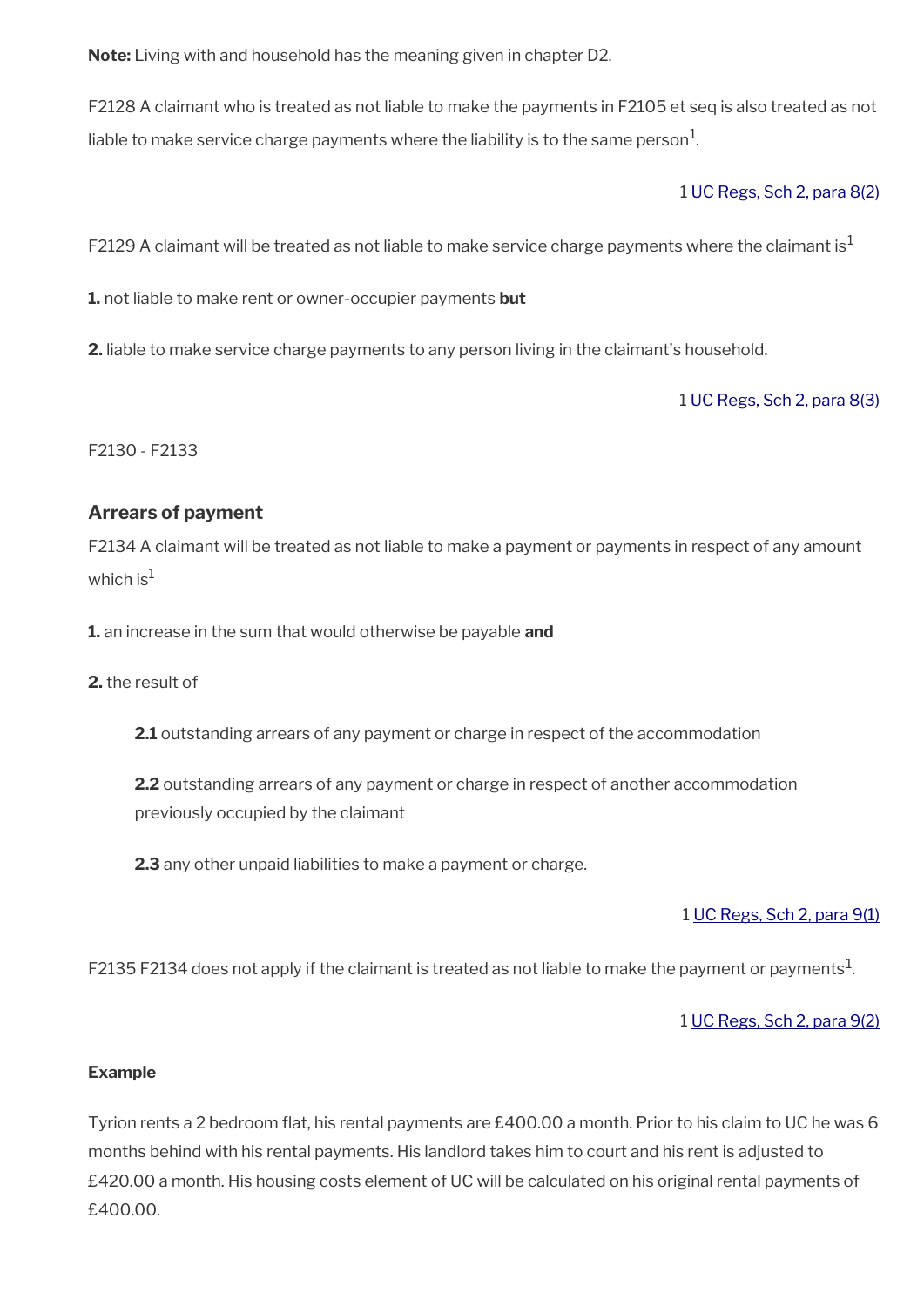**Note:** Living with and household has the meaning given in chapter D2.

F2128 A claimant who is treated as not liable to make the payments in F2105 et seq is also treated as not liable to make service charge payments where the liability is to the same person[1].

1 [UC Regs, Sch 2, para 8(2)]

F2129 A claimant will be treated as not liable to make service charge payments where the claimant is[1]

**1.** not liable to make rent or owner-occupier payments **but**

**2.** liable to make service charge payments to any person living in the claimant's household.

1 [UC Regs, Sch 2, para 8(3)]

F2130 - F2133

### Arrears of payment

F2134 A claimant will be treated as not liable to make a payment or payments in respect of any amount which is[1]

**1.** an increase in the sum that would otherwise be payable **and**

**2.** the result of

> **2.1** outstanding arrears of any payment or charge in respect of the accommodation
>
> **2.2** outstanding arrears of any payment or charge in respect of another accommodation previously occupied by the claimant
>
> **2.3** any other unpaid liabilities to make a payment or charge.

1 [UC Regs, Sch 2, para 9(1)]

F2135 F2134 does not apply if the claimant is treated as not liable to make the payment or payments[1].

1 [UC Regs, Sch 2, para 9(2)]

**Example**

Tyrion rents a 2 bedroom flat, his rental payments are £400.00 a month. Prior to his claim to UC he was 6 months behind with his rental payments. His landlord takes him to court and his rent is adjusted to £420.00 a month. His housing costs element of UC will be calculated on his original rental payments of £400.00.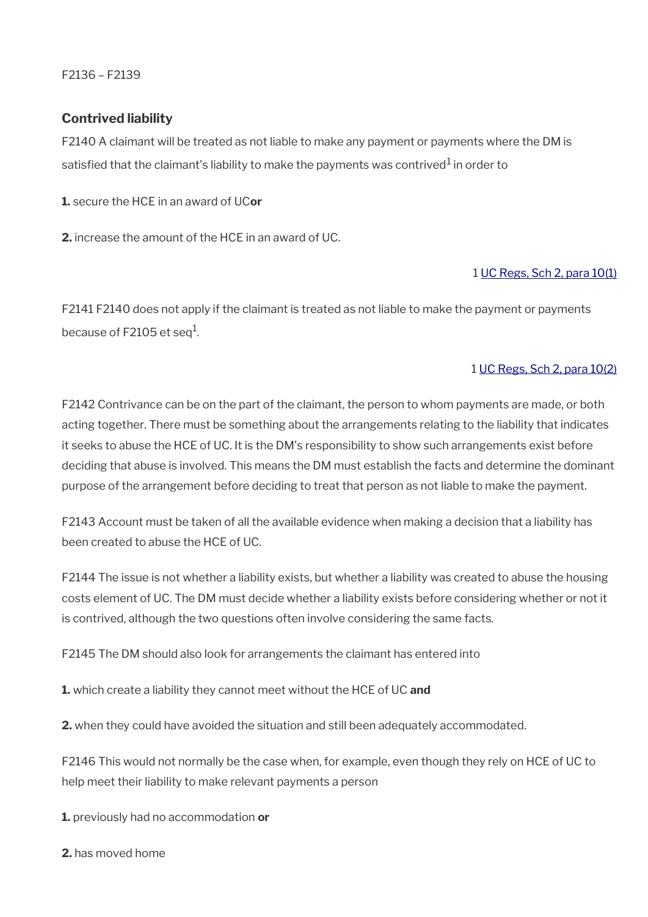F2136 – F2139

### Contrived liability

F2140 A claimant will be treated as not liable to make any payment or payments where the DM is satisfied that the claimant's liability to make the payments was contrived[1] in order to

**1.** secure the HCE in an award of UC **or**

**2.** increase the amount of the HCE in an award of UC.

1 UC Regs, Sch 2, para 10(1)

F2141 F2140 does not apply if the claimant is treated as not liable to make the payment or payments because of F2105 et seq[1].

1 UC Regs, Sch 2, para 10(2)

F2142 Contrivance can be on the part of the claimant, the person to whom payments are made, or both acting together. There must be something about the arrangements relating to the liability that indicates it seeks to abuse the HCE of UC. It is the DM's responsibility to show such arrangements exist before deciding that abuse is involved. This means the DM must establish the facts and determine the dominant purpose of the arrangement before deciding to treat that person as not liable to make the payment.

F2143 Account must be taken of all the available evidence when making a decision that a liability has been created to abuse the HCE of UC.

F2144 The issue is not whether a liability exists, but whether a liability was created to abuse the housing costs element of UC. The DM must decide whether a liability exists before considering whether or not it is contrived, although the two questions often involve considering the same facts.

F2145 The DM should also look for arrangements the claimant has entered into

**1.** which create a liability they cannot meet without the HCE of UC **and**

**2.** when they could have avoided the situation and still been adequately accommodated.

F2146 This would not normally be the case when, for example, even though they rely on HCE of UC to help meet their liability to make relevant payments a person

**1.** previously had no accommodation **or**

**2.** has moved home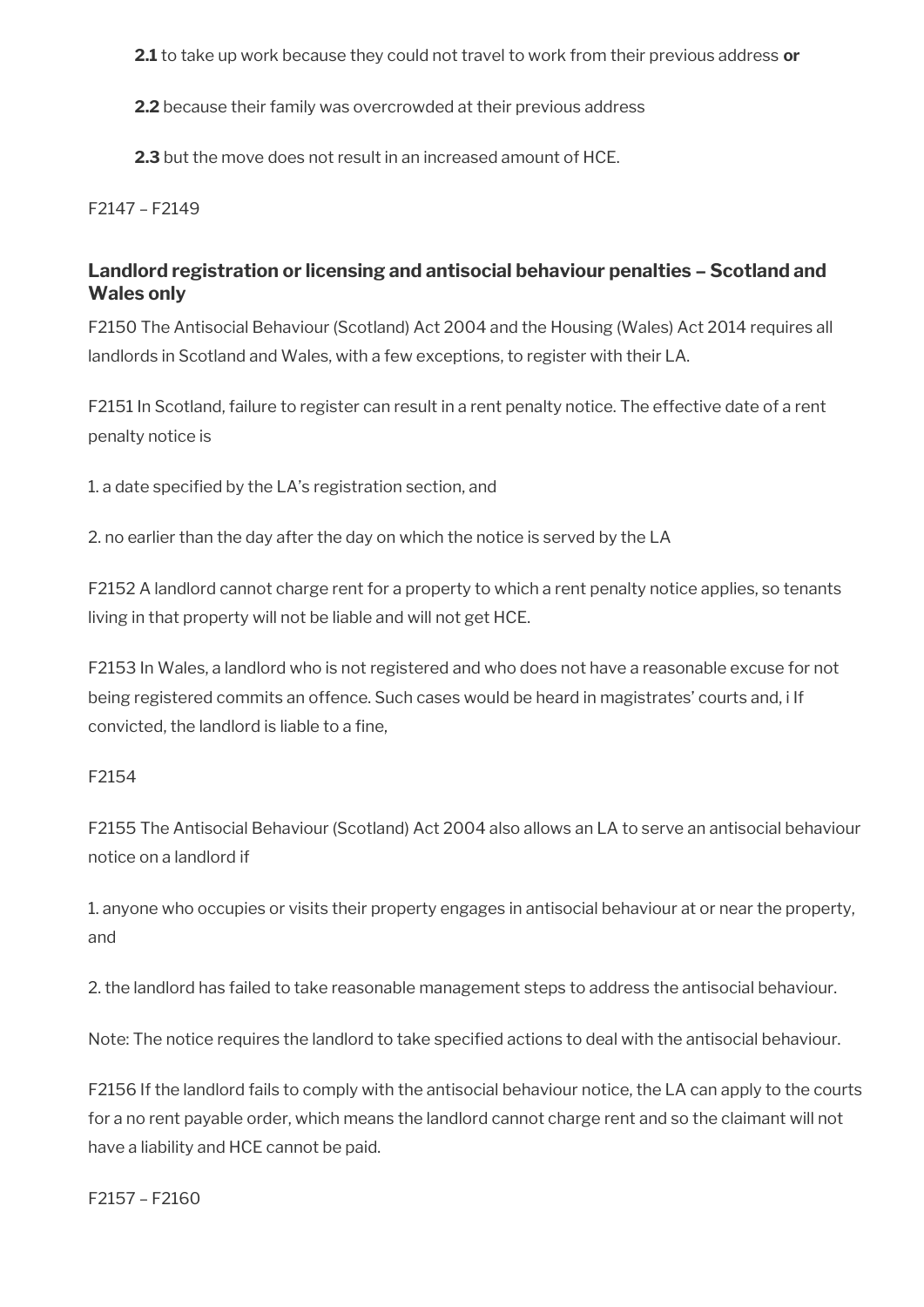**2.1** to take up work because they could not travel to work from their previous address **or**

**2.2** because their family was overcrowded at their previous address

**2.3** but the move does not result in an increased amount of HCE.

F2147 – F2149

### Landlord registration or licensing and antisocial behaviour penalties – Scotland and Wales only

F2150 The Antisocial Behaviour (Scotland) Act 2004 and the Housing (Wales) Act 2014 requires all landlords in Scotland and Wales, with a few exceptions, to register with their LA.

F2151 In Scotland, failure to register can result in a rent penalty notice. The effective date of a rent penalty notice is

1. a date specified by the LA's registration section, and

2. no earlier than the day after the day on which the notice is served by the LA

F2152 A landlord cannot charge rent for a property to which a rent penalty notice applies, so tenants living in that property will not be liable and will not get HCE.

F2153 In Wales, a landlord who is not registered and who does not have a reasonable excuse for not being registered commits an offence. Such cases would be heard in magistrates' courts and, i If convicted, the landlord is liable to a fine,

F2154

F2155 The Antisocial Behaviour (Scotland) Act 2004 also allows an LA to serve an antisocial behaviour notice on a landlord if

1. anyone who occupies or visits their property engages in antisocial behaviour at or near the property, and

2. the landlord has failed to take reasonable management steps to address the antisocial behaviour.

Note: The notice requires the landlord to take specified actions to deal with the antisocial behaviour.

F2156 If the landlord fails to comply with the antisocial behaviour notice, the LA can apply to the courts for a no rent payable order, which means the landlord cannot charge rent and so the claimant will not have a liability and HCE cannot be paid.

F2157 – F2160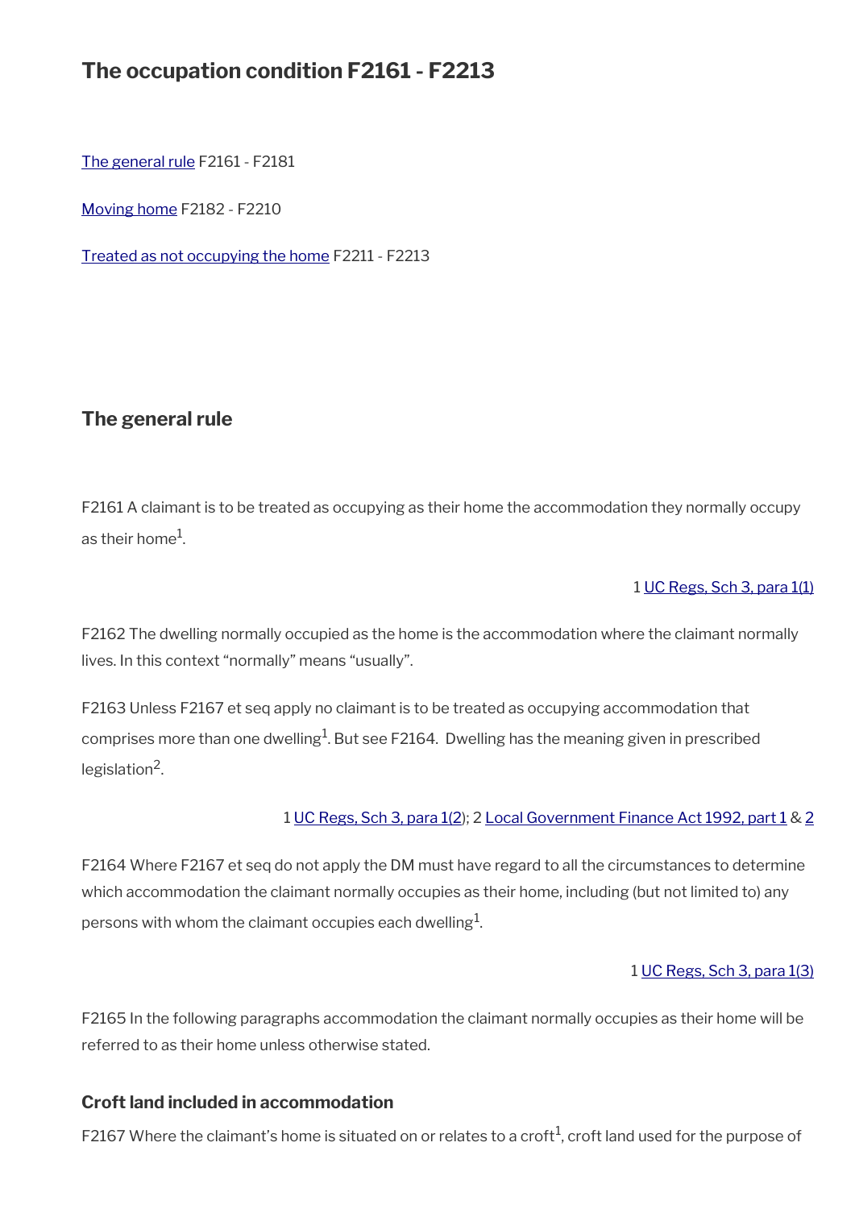# The occupation condition F2161 - F2213

[The general rule](#) F2161 - F2181

[Moving home](#) F2182 - F2210

[Treated as not occupying the home](#) F2211 - F2213

## The general rule

F2161 A claimant is to be treated as occupying as their home the accommodation they normally occupy as their home[1].

1 UC Regs, Sch 3, para 1(1)

F2162 The dwelling normally occupied as the home is the accommodation where the claimant normally lives. In this context "normally" means "usually".

F2163 Unless F2167 et seq apply no claimant is to be treated as occupying accommodation that comprises more than one dwelling[1]. But see F2164. Dwelling has the meaning given in prescribed legislation[2].

1 UC Regs, Sch 3, para 1(2); 2 Local Government Finance Act 1992, part 1 & 2

F2164 Where F2167 et seq do not apply the DM must have regard to all the circumstances to determine which accommodation the claimant normally occupies as their home, including (but not limited to) any persons with whom the claimant occupies each dwelling[1].

1 UC Regs, Sch 3, para 1(3)

F2165 In the following paragraphs accommodation the claimant normally occupies as their home will be referred to as their home unless otherwise stated.

### Croft land included in accommodation

F2167 Where the claimant's home is situated on or relates to a croft[1], croft land used for the purpose of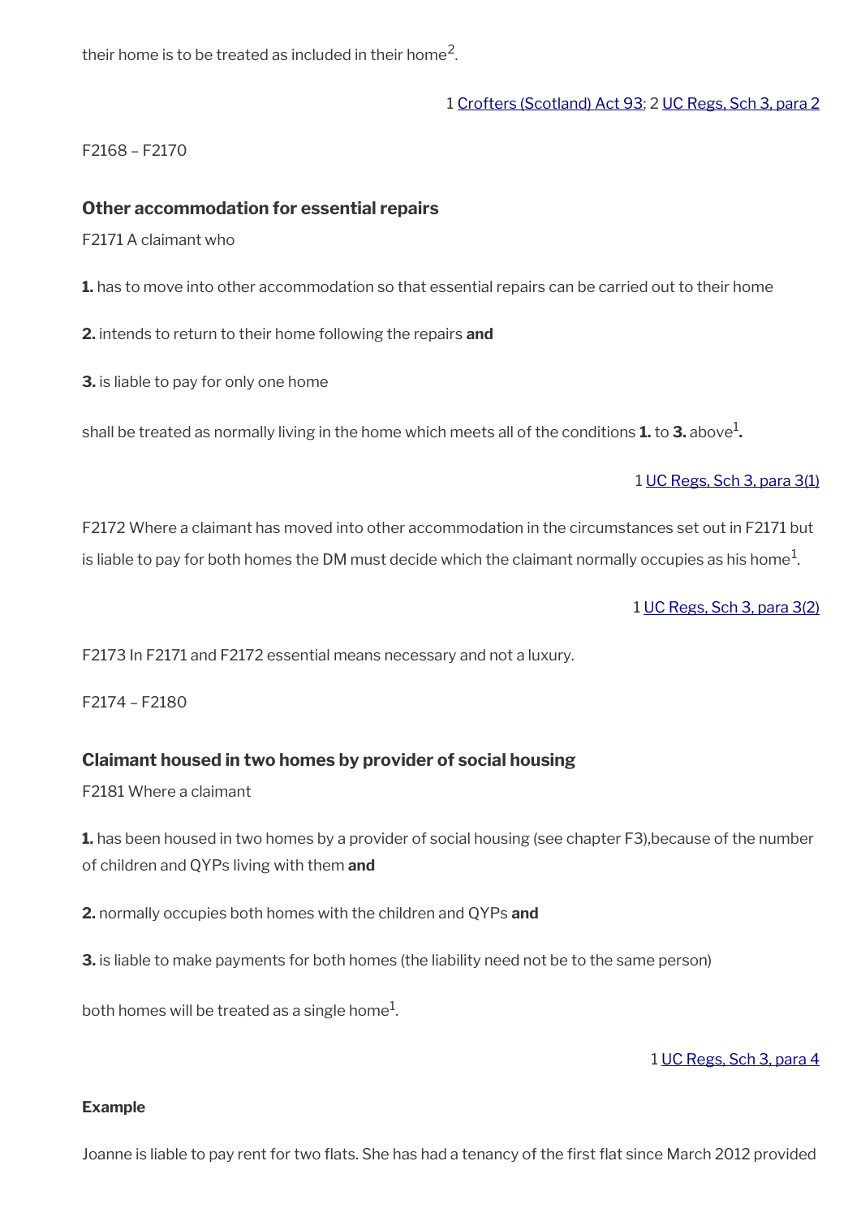their home is to be treated as included in their home[2].

1 Crofters (Scotland) Act 93; 2 UC Regs, Sch 3, para 2

F2168 – F2170

### Other accommodation for essential repairs

F2171 A claimant who

**1.** has to move into other accommodation so that essential repairs can be carried out to their home

**2.** intends to return to their home following the repairs **and**

**3.** is liable to pay for only one home

shall be treated as normally living in the home which meets all of the conditions **1.** to **3.** above[1]**.**

1 UC Regs, Sch 3, para 3(1)

F2172 Where a claimant has moved into other accommodation in the circumstances set out in F2171 but is liable to pay for both homes the DM must decide which the claimant normally occupies as his home[1].

1 UC Regs, Sch 3, para 3(2)

F2173 In F2171 and F2172 essential means necessary and not a luxury.

F2174 – F2180

### Claimant housed in two homes by provider of social housing

F2181 Where a claimant

**1.** has been housed in two homes by a provider of social housing (see chapter F3),because of the number of children and QYPs living with them **and**

**2.** normally occupies both homes with the children and QYPs **and**

**3.** is liable to make payments for both homes (the liability need not be to the same person)

both homes will be treated as a single home[1].

1 UC Regs, Sch 3, para 4

**Example**

Joanne is liable to pay rent for two flats. She has had a tenancy of the first flat since March 2012 provided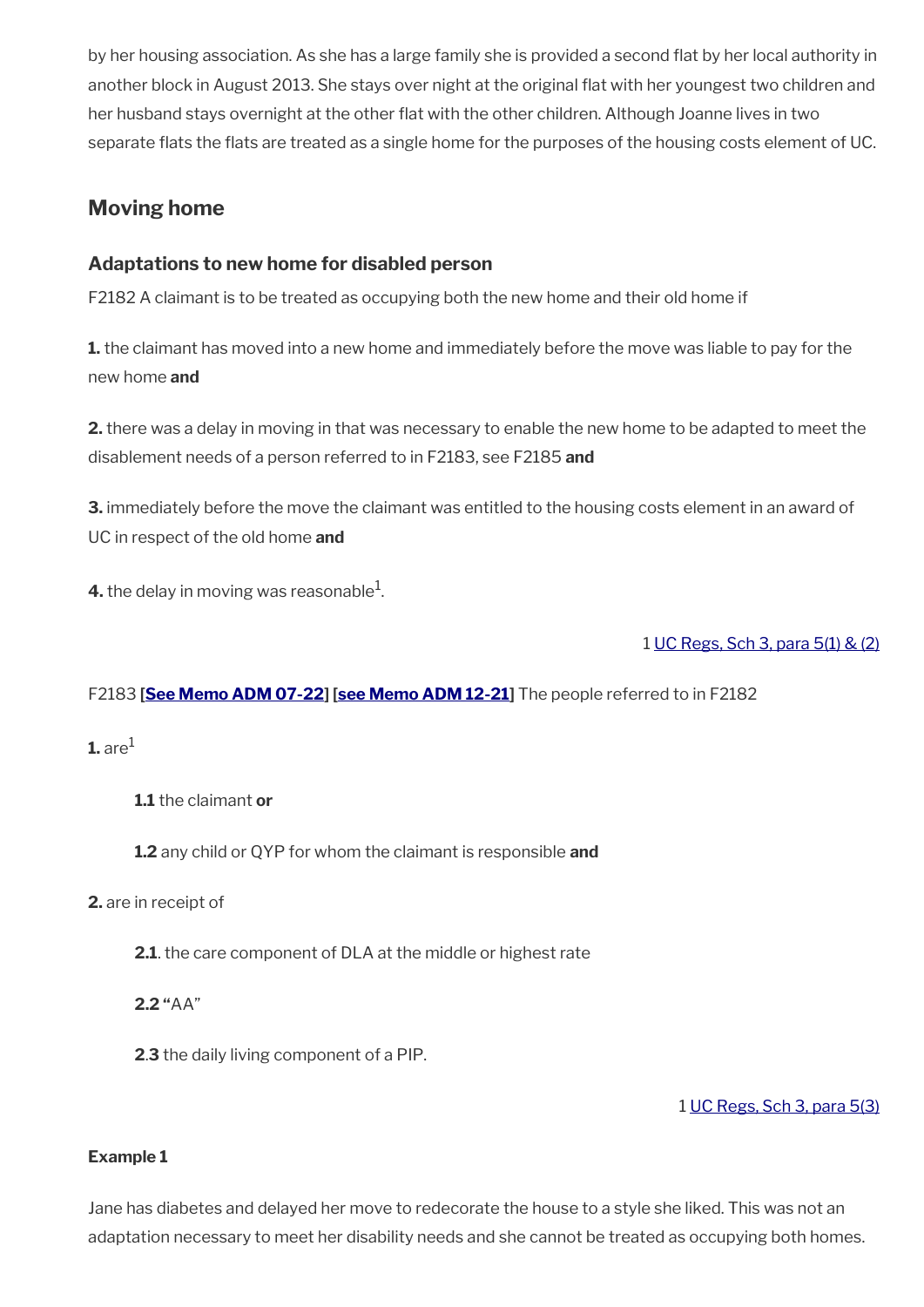by her housing association. As she has a large family she is provided a second flat by her local authority in another block in August 2013. She stays over night at the original flat with her youngest two children and her husband stays overnight at the other flat with the other children. Although Joanne lives in two separate flats the flats are treated as a single home for the purposes of the housing costs element of UC.

## Moving home

### Adaptations to new home for disabled person

F2182 A claimant is to be treated as occupying both the new home and their old home if

**1.** the claimant has moved into a new home and immediately before the move was liable to pay for the new home **and**

**2.** there was a delay in moving in that was necessary to enable the new home to be adapted to meet the disablement needs of a person referred to in F2183, see F2185 **and**

**3.** immediately before the move the claimant was entitled to the housing costs element in an award of UC in respect of the old home **and**

**4.** the delay in moving was reasonable[1].

1 UC Regs, Sch 3, para 5(1) & (2)

F2183 **[See Memo ADM 07-22] [see Memo ADM 12-21]** The people referred to in F2182

**1.** are[1]

> **1.1** the claimant **or**
>
> **1.2** any child or QYP for whom the claimant is responsible **and**

**2.** are in receipt of

> **2.1**. the care component of DLA at the middle or highest rate
>
> **2.2** "AA"
>
> **2.3** the daily living component of a PIP.

1 UC Regs, Sch 3, para 5(3)

**Example 1**

Jane has diabetes and delayed her move to redecorate the house to a style she liked. This was not an adaptation necessary to meet her disability needs and she cannot be treated as occupying both homes.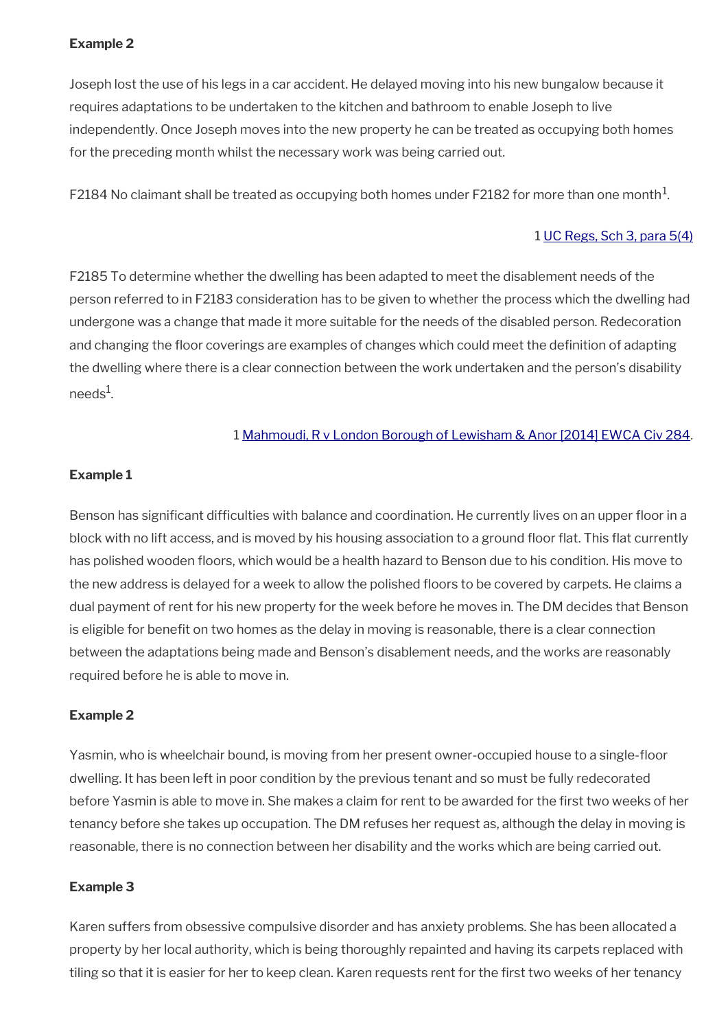**Example 2**

Joseph lost the use of his legs in a car accident. He delayed moving into his new bungalow because it requires adaptations to be undertaken to the kitchen and bathroom to enable Joseph to live independently. Once Joseph moves into the new property he can be treated as occupying both homes for the preceding month whilst the necessary work was being carried out.

F2184 No claimant shall be treated as occupying both homes under F2182 for more than one month[1].

1 UC Regs, Sch 3, para 5(4)

F2185 To determine whether the dwelling has been adapted to meet the disablement needs of the person referred to in F2183 consideration has to be given to whether the process which the dwelling had undergone was a change that made it more suitable for the needs of the disabled person. Redecoration and changing the floor coverings are examples of changes which could meet the definition of adapting the dwelling where there is a clear connection between the work undertaken and the person's disability needs[1].

1 Mahmoudi, R v London Borough of Lewisham & Anor [2014] EWCA Civ 284.

**Example 1**

Benson has significant difficulties with balance and coordination. He currently lives on an upper floor in a block with no lift access, and is moved by his housing association to a ground floor flat. This flat currently has polished wooden floors, which would be a health hazard to Benson due to his condition. His move to the new address is delayed for a week to allow the polished floors to be covered by carpets. He claims a dual payment of rent for his new property for the week before he moves in. The DM decides that Benson is eligible for benefit on two homes as the delay in moving is reasonable, there is a clear connection between the adaptations being made and Benson's disablement needs, and the works are reasonably required before he is able to move in.

**Example 2**

Yasmin, who is wheelchair bound, is moving from her present owner-occupied house to a single-floor dwelling. It has been left in poor condition by the previous tenant and so must be fully redecorated before Yasmin is able to move in. She makes a claim for rent to be awarded for the first two weeks of her tenancy before she takes up occupation. The DM refuses her request as, although the delay in moving is reasonable, there is no connection between her disability and the works which are being carried out.

**Example 3**

Karen suffers from obsessive compulsive disorder and has anxiety problems. She has been allocated a property by her local authority, which is being thoroughly repainted and having its carpets replaced with tiling so that it is easier for her to keep clean. Karen requests rent for the first two weeks of her tenancy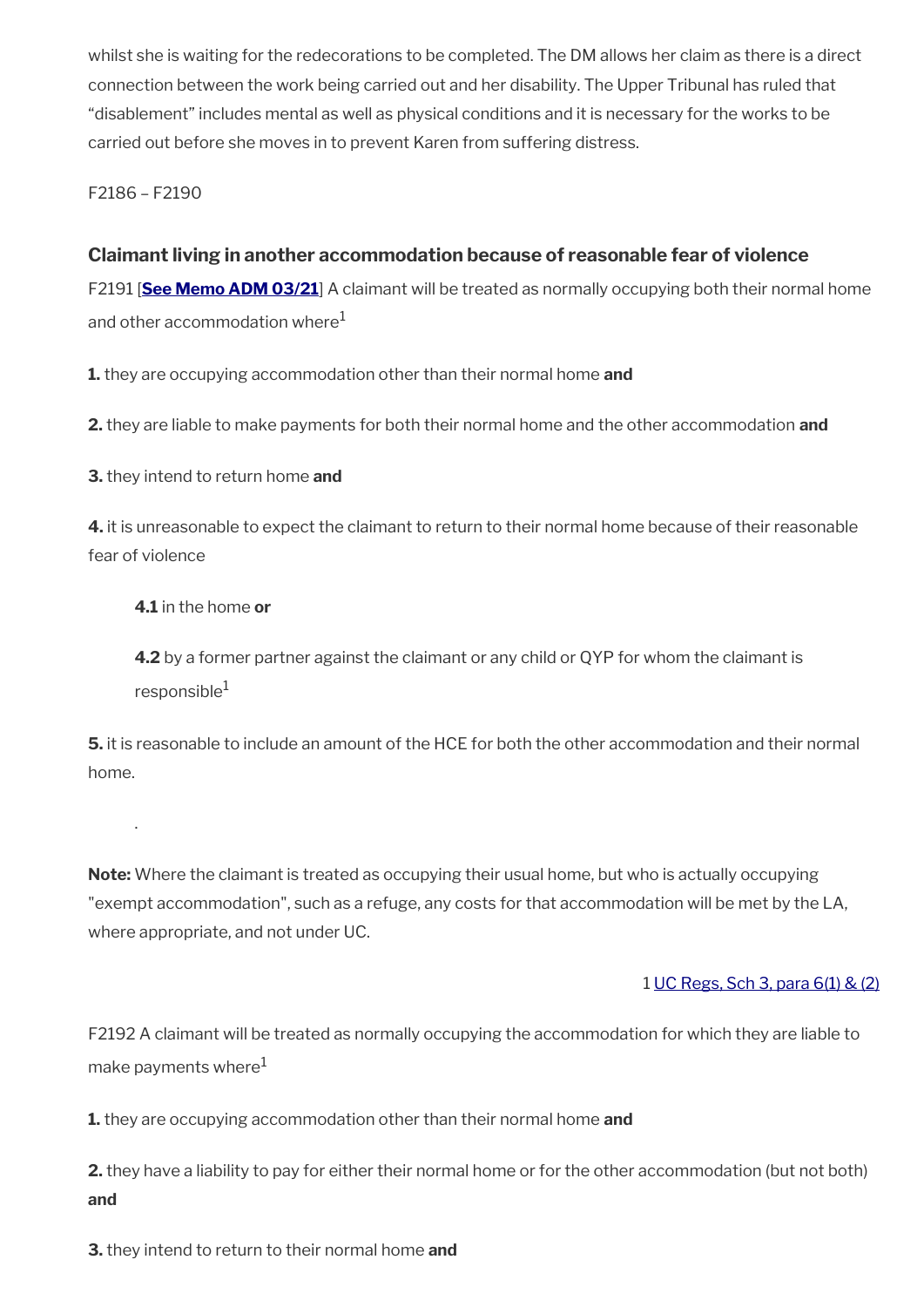whilst she is waiting for the redecorations to be completed. The DM allows her claim as there is a direct connection between the work being carried out and her disability. The Upper Tribunal has ruled that "disablement" includes mental as well as physical conditions and it is necessary for the works to be carried out before she moves in to prevent Karen from suffering distress.

F2186 – F2190

### Claimant living in another accommodation because of reasonable fear of violence

F2191 [**See Memo ADM 03/21**] A claimant will be treated as normally occupying both their normal home and other accommodation where[1]

**1.** they are occupying accommodation other than their normal home **and**

**2.** they are liable to make payments for both their normal home and the other accommodation **and**

**3.** they intend to return home **and**

**4.** it is unreasonable to expect the claimant to return to their normal home because of their reasonable fear of violence

> **4.1** in the home **or**
>
> **4.2** by a former partner against the claimant or any child or QYP for whom the claimant is responsible[1]

**5.** it is reasonable to include an amount of the HCE for both the other accommodation and their normal home.

.

**Note:** Where the claimant is treated as occupying their usual home, but who is actually occupying "exempt accommodation", such as a refuge, any costs for that accommodation will be met by the LA, where appropriate, and not under UC.

1 UC Regs, Sch 3, para 6(1) & (2)

F2192 A claimant will be treated as normally occupying the accommodation for which they are liable to make payments where[1]

**1.** they are occupying accommodation other than their normal home **and**

**2.** they have a liability to pay for either their normal home or for the other accommodation (but not both) **and**

**3.** they intend to return to their normal home **and**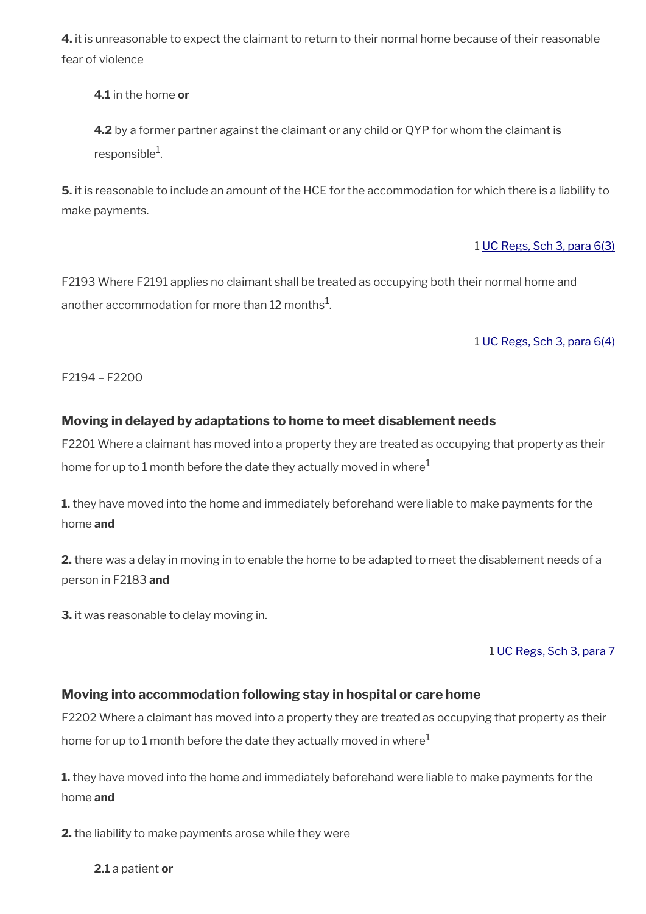**4.** it is unreasonable to expect the claimant to return to their normal home because of their reasonable fear of violence

> **4.1** in the home **or**
>
> **4.2** by a former partner against the claimant or any child or QYP for whom the claimant is responsible[1].

**5.** it is reasonable to include an amount of the HCE for the accommodation for which there is a liability to make payments.

1 UC Regs, Sch 3, para 6(3)

F2193 Where F2191 applies no claimant shall be treated as occupying both their normal home and another accommodation for more than 12 months[1].

1 UC Regs, Sch 3, para 6(4)

F2194 – F2200

### Moving in delayed by adaptations to home to meet disablement needs

F2201 Where a claimant has moved into a property they are treated as occupying that property as their home for up to 1 month before the date they actually moved in where[1]

**1.** they have moved into the home and immediately beforehand were liable to make payments for the home **and**

**2.** there was a delay in moving in to enable the home to be adapted to meet the disablement needs of a person in F2183 **and**

**3.** it was reasonable to delay moving in.

1 UC Regs, Sch 3, para 7

### Moving into accommodation following stay in hospital or care home

F2202 Where a claimant has moved into a property they are treated as occupying that property as their home for up to 1 month before the date they actually moved in where[1]

**1.** they have moved into the home and immediately beforehand were liable to make payments for the home **and**

**2.** the liability to make payments arose while they were

> **2.1** a patient **or**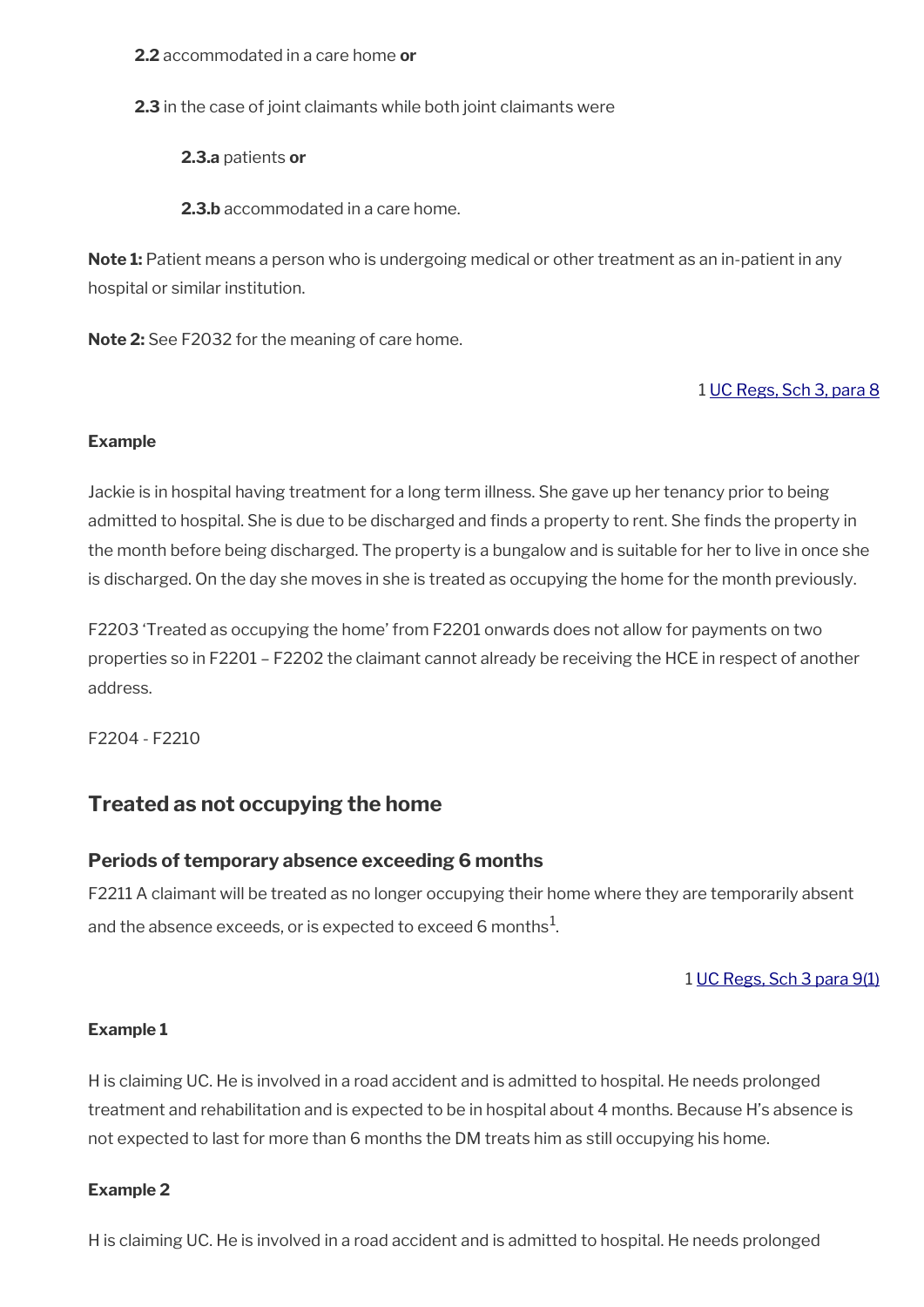**2.2** accommodated in a care home **or**

**2.3** in the case of joint claimants while both joint claimants were

**2.3.a** patients **or**

**2.3.b** accommodated in a care home.

**Note 1:** Patient means a person who is undergoing medical or other treatment as an in-patient in any hospital or similar institution.

**Note 2:** See F2032 for the meaning of care home.

1 [UC Regs, Sch 3, para 8]()

**Example**

Jackie is in hospital having treatment for a long term illness. She gave up her tenancy prior to being admitted to hospital. She is due to be discharged and finds a property to rent. She finds the property in the month before being discharged. The property is a bungalow and is suitable for her to live in once she is discharged. On the day she moves in she is treated as occupying the home for the month previously.

F2203 'Treated as occupying the home' from F2201 onwards does not allow for payments on two properties so in F2201 – F2202 the claimant cannot already be receiving the HCE in respect of another address.

F2204 - F2210

## Treated as not occupying the home

### Periods of temporary absence exceeding 6 months

F2211 A claimant will be treated as no longer occupying their home where they are temporarily absent and the absence exceeds, or is expected to exceed 6 months[1].

1 [UC Regs, Sch 3 para 9(1)]()

**Example 1**

H is claiming UC. He is involved in a road accident and is admitted to hospital. He needs prolonged treatment and rehabilitation and is expected to be in hospital about 4 months. Because H's absence is not expected to last for more than 6 months the DM treats him as still occupying his home.

**Example 2**

H is claiming UC. He is involved in a road accident and is admitted to hospital. He needs prolonged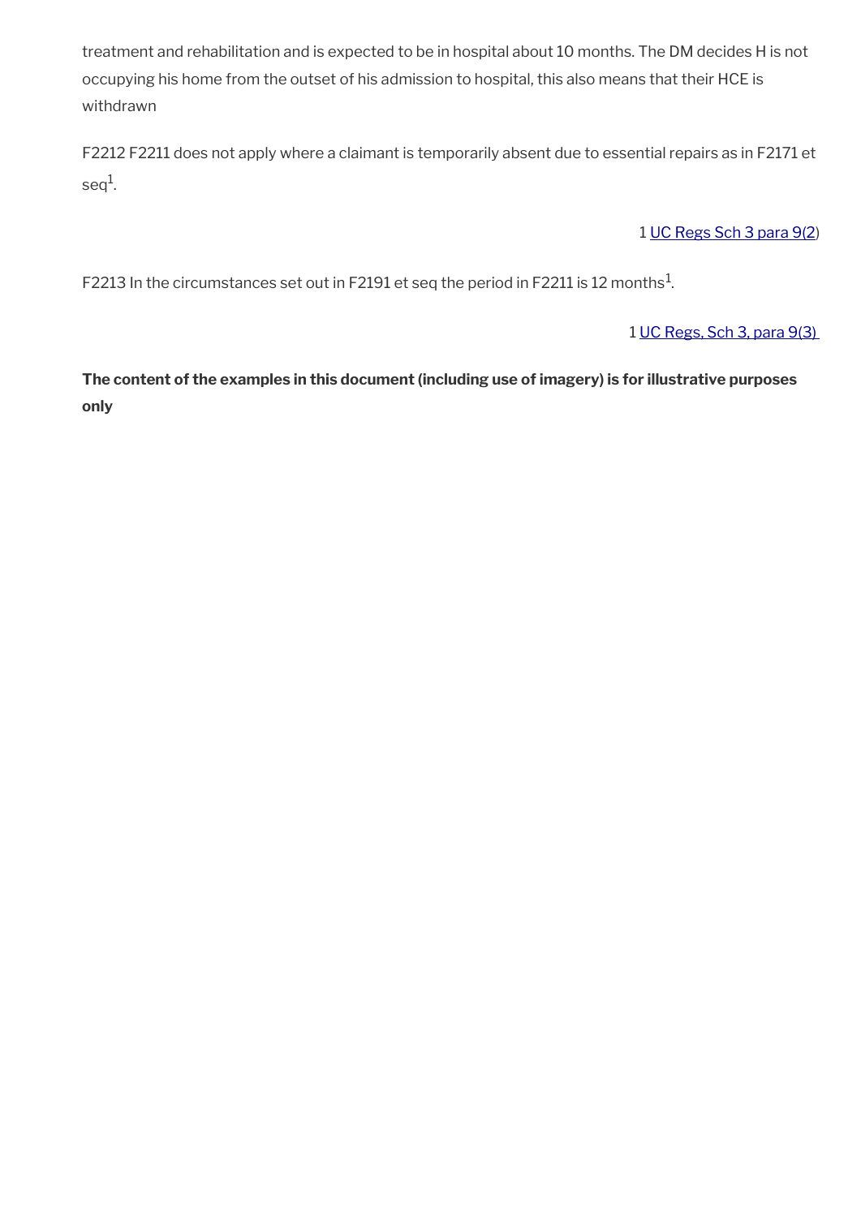treatment and rehabilitation and is expected to be in hospital about 10 months. The DM decides H is not occupying his home from the outset of his admission to hospital, this also means that their HCE is withdrawn

F2212 F2211 does not apply where a claimant is temporarily absent due to essential repairs as in F2171 et seq[1].

1 UC Regs Sch 3 para 9(2)

F2213 In the circumstances set out in F2191 et seq the period in F2211 is 12 months[1].

1 UC Regs, Sch 3, para 9(3)

**The content of the examples in this document (including use of imagery) is for illustrative purposes only**